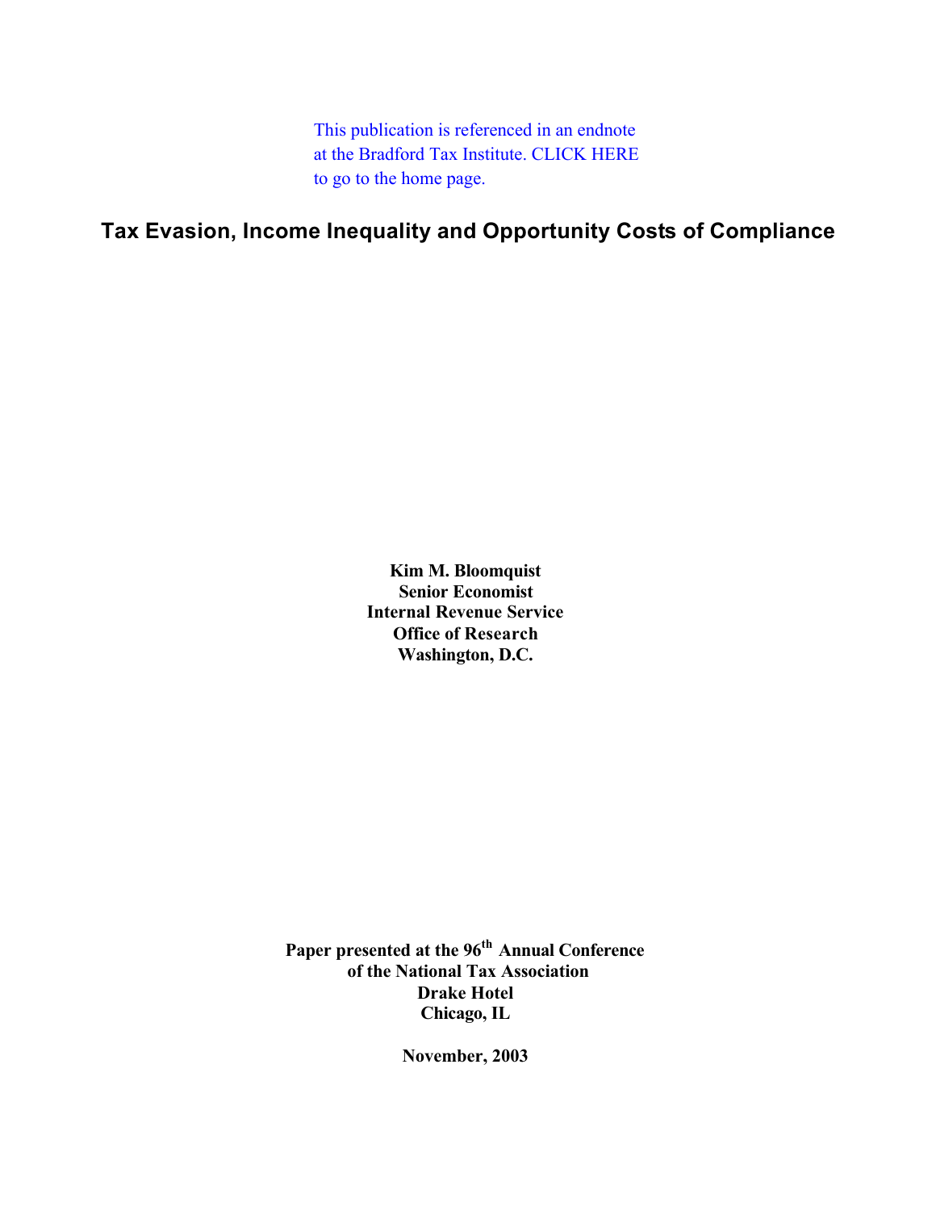This publication is referenced in an endnote at the Bradford Tax Institute. CLICK HERE to go to the home page.

# Tax Evasion, Income Inequality and Opportunity Costs of Compliance

**Kim M. Bloomquist**
**Senior Economist**
**Internal Revenue Service**
**Office of Research**
**Washington, D.C.**

**Paper presented at the 96th Annual Conference of the National Tax Association**
**Drake Hotel**
**Chicago, IL**

**November, 2003**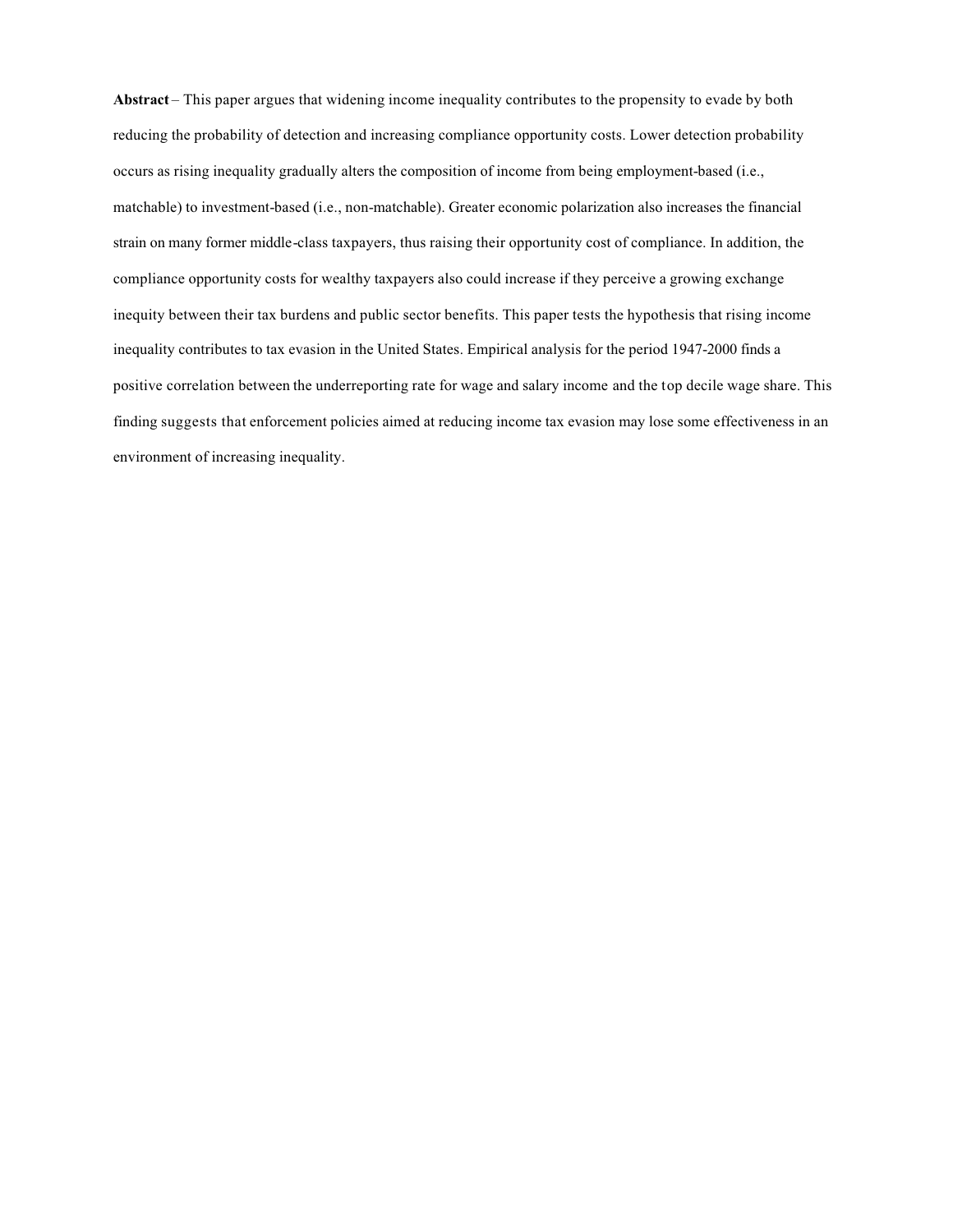**Abstract** – This paper argues that widening income inequality contributes to the propensity to evade by both reducing the probability of detection and increasing compliance opportunity costs. Lower detection probability occurs as rising inequality gradually alters the composition of income from being employment-based (i.e., matchable) to investment-based (i.e., non-matchable). Greater economic polarization also increases the financial strain on many former middle-class taxpayers, thus raising their opportunity cost of compliance. In addition, the compliance opportunity costs for wealthy taxpayers also could increase if they perceive a growing exchange inequity between their tax burdens and public sector benefits. This paper tests the hypothesis that rising income inequality contributes to tax evasion in the United States. Empirical analysis for the period 1947-2000 finds a positive correlation between the underreporting rate for wage and salary income and the top decile wage share. This finding suggests that enforcement policies aimed at reducing income tax evasion may lose some effectiveness in an environment of increasing inequality.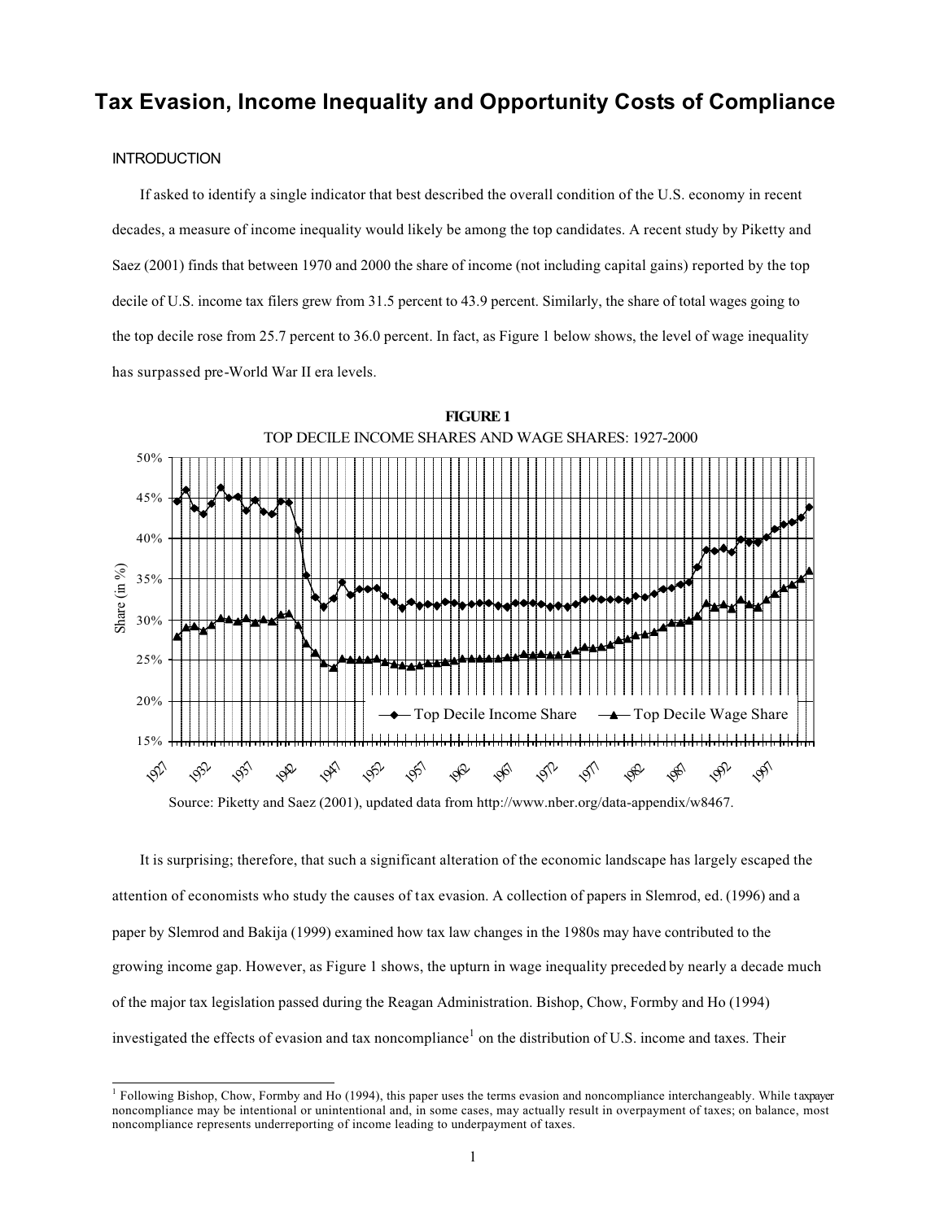# Tax Evasion, Income Inequality and Opportunity Costs of Compliance

## INTRODUCTION

If asked to identify a single indicator that best described the overall condition of the U.S. economy in recent decades, a measure of income inequality would likely be among the top candidates. A recent study by Piketty and Saez (2001) finds that between 1970 and 2000 the share of income (not including capital gains) reported by the top decile of U.S. income tax filers grew from 31.5 percent to 43.9 percent. Similarly, the share of total wages going to the top decile rose from 25.7 percent to 36.0 percent. In fact, as Figure 1 below shows, the level of wage inequality has surpassed pre-World War II era levels.

**FIGURE 1**

TOP DECILE INCOME SHARES AND WAGE SHARES: 1927-2000

Source: Piketty and Saez (2001), updated data from http://www.nber.org/data-appendix/w8467.

It is surprising; therefore, that such a significant alteration of the economic landscape has largely escaped the attention of economists who study the causes of tax evasion. A collection of papers in Slemrod, ed. (1996) and a paper by Slemrod and Bakija (1999) examined how tax law changes in the 1980s may have contributed to the growing income gap. However, as Figure 1 shows, the upturn in wage inequality preceded by nearly a decade much of the major tax legislation passed during the Reagan Administration. Bishop, Chow, Formby and Ho (1994) investigated the effects of evasion and tax noncompliance[1] on the distribution of U.S. income and taxes. Their

[1] Following Bishop, Chow, Formby and Ho (1994), this paper uses the terms evasion and noncompliance interchangeably. While taxpayer noncompliance may be intentional or unintentional and, in some cases, may actually result in overpayment of taxes; on balance, most noncompliance represents underreporting of income leading to underpayment of taxes.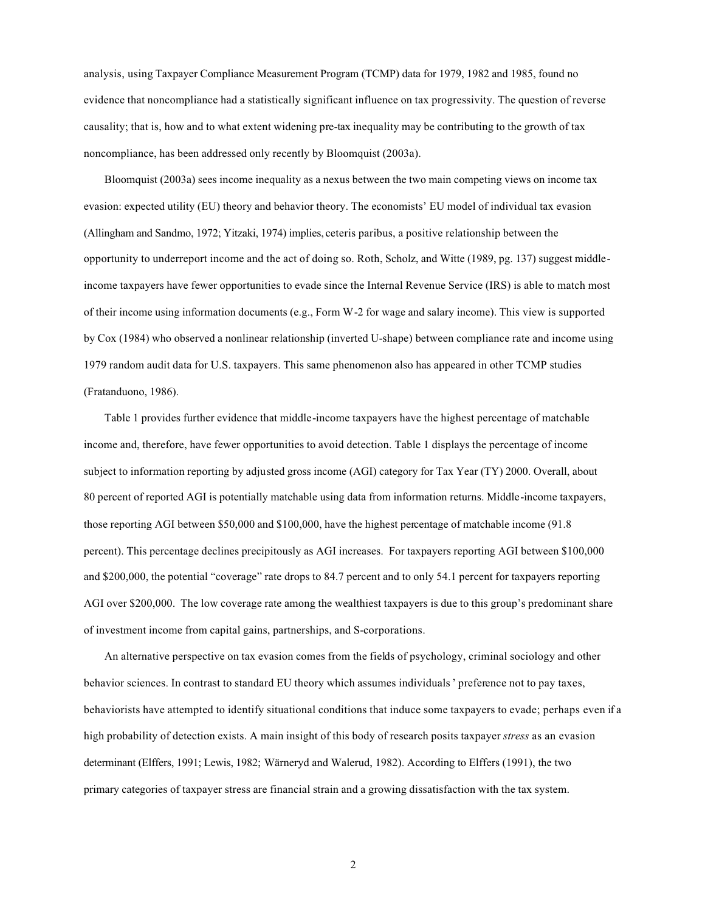analysis, using Taxpayer Compliance Measurement Program (TCMP) data for 1979, 1982 and 1985, found no evidence that noncompliance had a statistically significant influence on tax progressivity. The question of reverse causality; that is, how and to what extent widening pre-tax inequality may be contributing to the growth of tax noncompliance, has been addressed only recently by Bloomquist (2003a).

Bloomquist (2003a) sees income inequality as a nexus between the two main competing views on income tax evasion: expected utility (EU) theory and behavior theory. The economists' EU model of individual tax evasion (Allingham and Sandmo, 1972; Yitzaki, 1974) implies, ceteris paribus, a positive relationship between the opportunity to underreport income and the act of doing so. Roth, Scholz, and Witte (1989, pg. 137) suggest middle-income taxpayers have fewer opportunities to evade since the Internal Revenue Service (IRS) is able to match most of their income using information documents (e.g., Form W-2 for wage and salary income). This view is supported by Cox (1984) who observed a nonlinear relationship (inverted U-shape) between compliance rate and income using 1979 random audit data for U.S. taxpayers. This same phenomenon also has appeared in other TCMP studies (Fratanduono, 1986).

Table 1 provides further evidence that middle-income taxpayers have the highest percentage of matchable income and, therefore, have fewer opportunities to avoid detection. Table 1 displays the percentage of income subject to information reporting by adjusted gross income (AGI) category for Tax Year (TY) 2000. Overall, about 80 percent of reported AGI is potentially matchable using data from information returns. Middle-income taxpayers, those reporting AGI between \$50,000 and \$100,000, have the highest percentage of matchable income (91.8 percent). This percentage declines precipitously as AGI increases. For taxpayers reporting AGI between \$100,000 and \$200,000, the potential "coverage" rate drops to 84.7 percent and to only 54.1 percent for taxpayers reporting AGI over \$200,000. The low coverage rate among the wealthiest taxpayers is due to this group's predominant share of investment income from capital gains, partnerships, and S-corporations.

An alternative perspective on tax evasion comes from the fields of psychology, criminal sociology and other behavior sciences. In contrast to standard EU theory which assumes individuals' preference not to pay taxes, behaviorists have attempted to identify situational conditions that induce some taxpayers to evade; perhaps even if a high probability of detection exists. A main insight of this body of research posits taxpayer *stress* as an evasion determinant (Elffers, 1991; Lewis, 1982; Wärneryd and Walerud, 1982). According to Elffers (1991), the two primary categories of taxpayer stress are financial strain and a growing dissatisfaction with the tax system.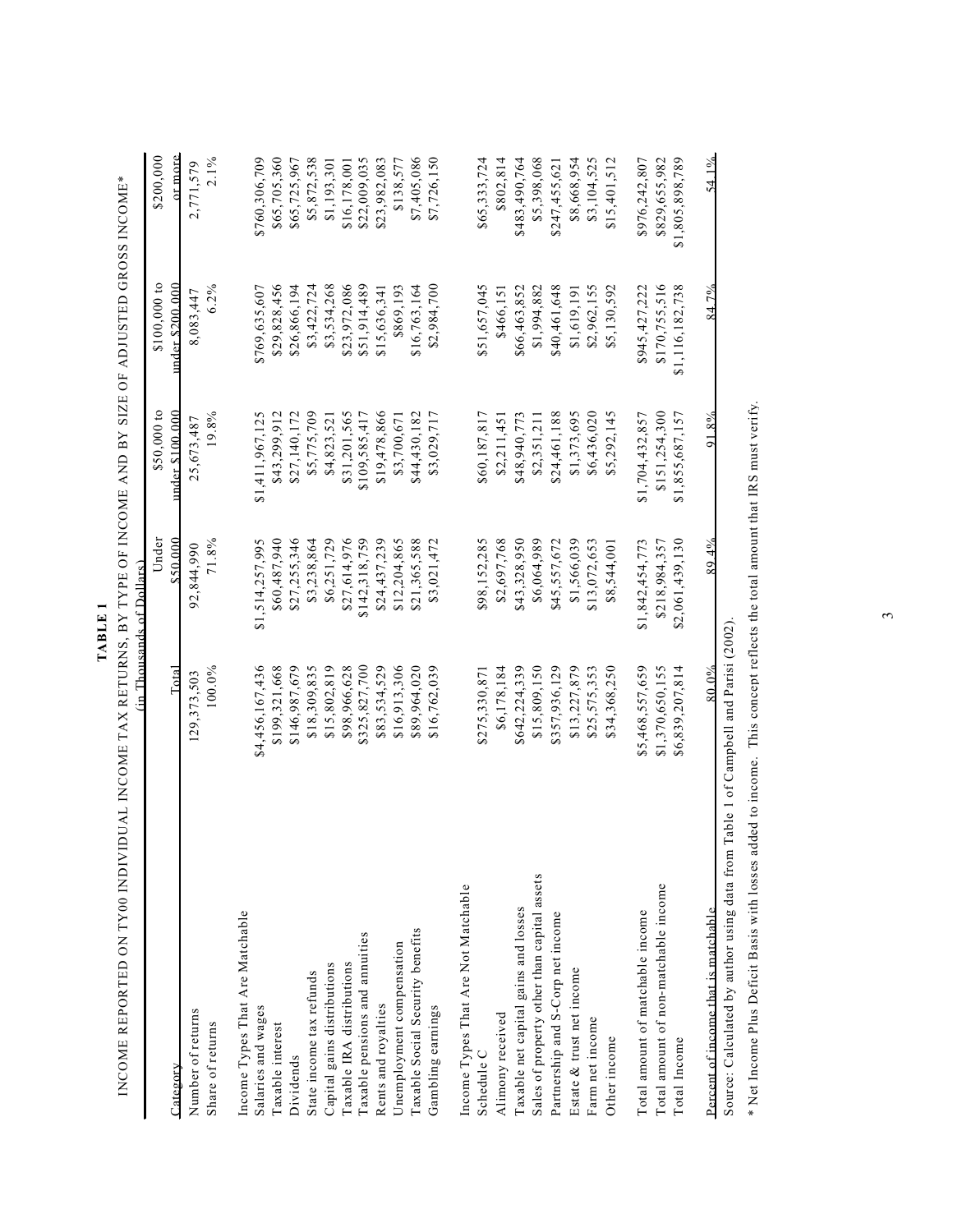**TABLE 1**

INCOME REPORTED ON TY00 INDIVIDUAL INCOME TAX RETURNS, BY TYPE OF INCOME AND BY SIZE OF ADJUSTED GROSS INCOME*

(in Thousands of Dollars)

| Category | Total | Under $50,000 | $50,000 to under $100,000 | $100,000 to under $200,000 | $200,000 or more |
|---|---|---|---|---|---|
| Number of returns | 129,373,503 | 92,844,990 | 25,673,487 | 8,083,447 | 2,771,579 |
| Share of returns | 100.0% | 71.8% | 19.8% | 6.2% | 2.1% |
| Income Types That Are Matchable | | | | | |
| Salaries and wages | $4,456,167,436 | $1,514,257,995 | $1,411,967,125 | $769,635,607 | $760,306,709 |
| Taxable interest | $199,321,668 | $60,487,940 | $43,299,912 | $29,828,456 | $65,705,360 |
| Dividends | $146,987,679 | $27,255,346 | $27,140,172 | $26,866,194 | $65,725,967 |
| State income tax refunds | $18,309,835 | $3,238,864 | $5,775,709 | $3,422,724 | $5,872,538 |
| Capital gains distributions | $15,802,819 | $6,251,729 | $4,823,521 | $3,534,268 | $1,193,301 |
| Taxable IRA distributions | $98,966,628 | $27,614,976 | $31,201,565 | $23,972,086 | $16,178,001 |
| Taxable pensions and annuities | $325,827,700 | $142,318,759 | $109,585,417 | $51,914,489 | $22,009,035 |
| Rents and royalties | $83,534,529 | $24,437,239 | $19,478,866 | $15,636,341 | $23,982,083 |
| Unemployment compensation | $16,913,306 | $12,204,865 | $3,700,671 | $869,193 | $138,577 |
| Taxable Social Security benefits | $89,964,020 | $21,365,588 | $44,430,182 | $16,763,164 | $7,405,086 |
| Gambling earnings | $16,762,039 | $3,021,472 | $3,029,717 | $2,984,700 | $7,726,150 |
| Income Types That Are Not Matchable | | | | | |
| Schedule C | $275,330,871 | $98,152,285 | $60,187,817 | $51,657,045 | $65,333,724 |
| Alimony received | $6,178,184 | $2,697,768 | $2,211,451 | $466,151 | $802,814 |
| Taxable net capital gains and losses | $642,224,339 | $43,328,950 | $48,940,773 | $66,463,852 | $483,490,764 |
| Sales of property other than capital assets | $15,809,150 | $6,064,989 | $2,351,211 | $1,994,882 | $5,398,068 |
| Partnership and S-Corp net income | $357,936,129 | $45,557,672 | $24,461,188 | $40,461,648 | $247,455,621 |
| Estate & trust net income | $13,227,879 | $1,566,039 | $1,373,695 | $1,619,191 | $8,668,954 |
| Farm net income | $25,575,353 | $13,072,653 | $6,436,020 | $2,962,155 | $3,104,525 |
| Other income | $34,368,250 | $8,544,001 | $5,292,145 | $5,130,592 | $15,401,512 |
| Total amount of matchable income | $5,468,557,659 | $1,842,454,773 | $1,704,432,857 | $945,427,222 | $976,242,807 |
| Total amount of non-matchable income | $1,370,650,155 | $218,984,357 | $151,254,300 | $170,755,516 | $829,655,982 |
| Total Income | $6,839,207,814 | $2,061,439,130 | $1,855,687,157 | $1,116,182,738 | $1,805,898,789 |
| Percent of income that is matchable | 80.0% | 89.4% | 91.8% | 84.7% | 54.1% |

Source: Calculated by author using data from Table 1 of Campbell and Parisi (2002).

\* Net Income Plus Deficit Basis with losses added to income. This concept reflects the total amount that IRS must verify.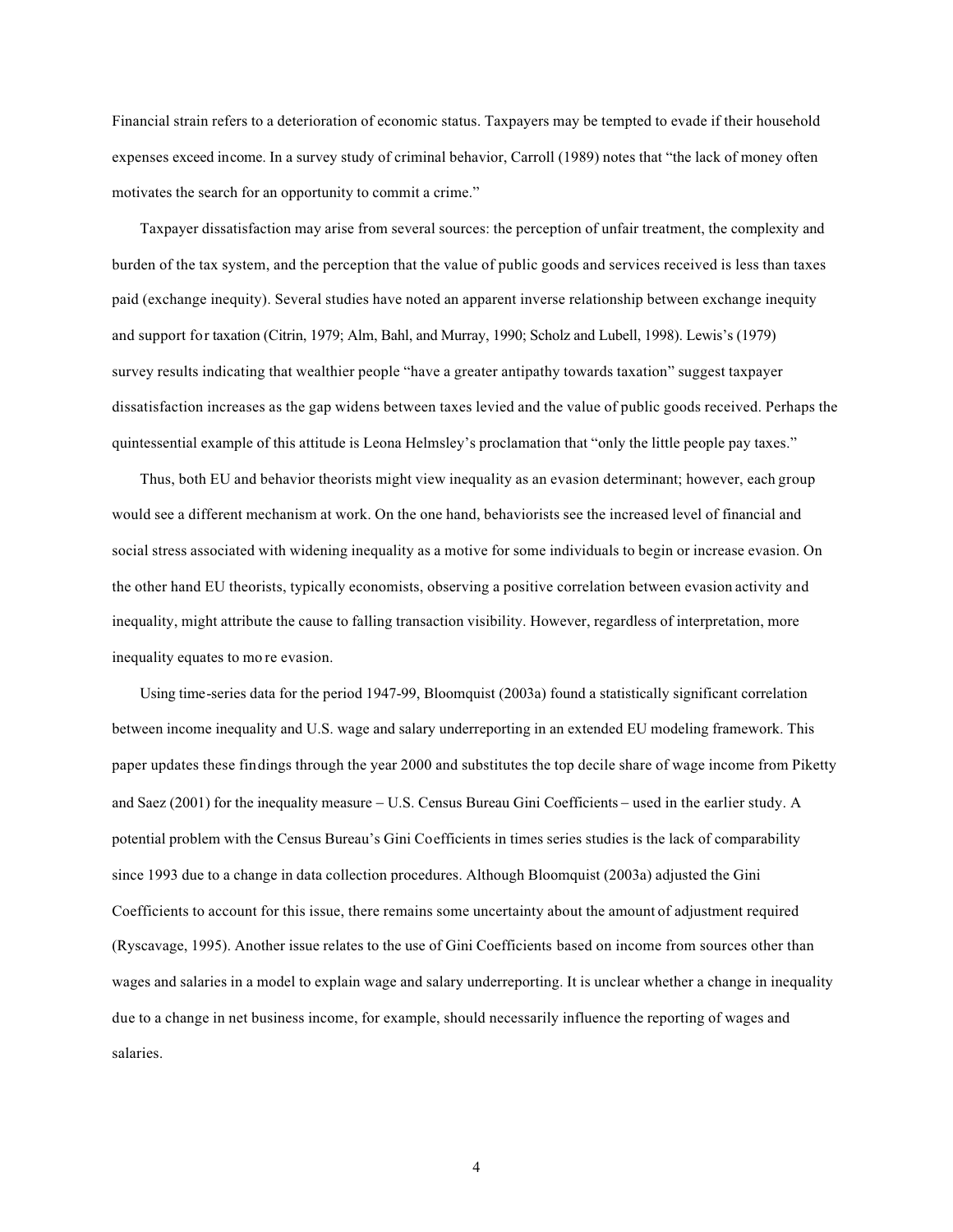Financial strain refers to a deterioration of economic status. Taxpayers may be tempted to evade if their household expenses exceed income. In a survey study of criminal behavior, Carroll (1989) notes that "the lack of money often motivates the search for an opportunity to commit a crime."

Taxpayer dissatisfaction may arise from several sources: the perception of unfair treatment, the complexity and burden of the tax system, and the perception that the value of public goods and services received is less than taxes paid (exchange inequity). Several studies have noted an apparent inverse relationship between exchange inequity and support for taxation (Citrin, 1979; Alm, Bahl, and Murray, 1990; Scholz and Lubell, 1998). Lewis's (1979) survey results indicating that wealthier people "have a greater antipathy towards taxation" suggest taxpayer dissatisfaction increases as the gap widens between taxes levied and the value of public goods received. Perhaps the quintessential example of this attitude is Leona Helmsley's proclamation that "only the little people pay taxes."

Thus, both EU and behavior theorists might view inequality as an evasion determinant; however, each group would see a different mechanism at work. On the one hand, behaviorists see the increased level of financial and social stress associated with widening inequality as a motive for some individuals to begin or increase evasion. On the other hand EU theorists, typically economists, observing a positive correlation between evasion activity and inequality, might attribute the cause to falling transaction visibility. However, regardless of interpretation, more inequality equates to more evasion.

Using time-series data for the period 1947-99, Bloomquist (2003a) found a statistically significant correlation between income inequality and U.S. wage and salary underreporting in an extended EU modeling framework. This paper updates these findings through the year 2000 and substitutes the top decile share of wage income from Piketty and Saez (2001) for the inequality measure – U.S. Census Bureau Gini Coefficients – used in the earlier study. A potential problem with the Census Bureau's Gini Coefficients in times series studies is the lack of comparability since 1993 due to a change in data collection procedures. Although Bloomquist (2003a) adjusted the Gini Coefficients to account for this issue, there remains some uncertainty about the amount of adjustment required (Ryscavage, 1995). Another issue relates to the use of Gini Coefficients based on income from sources other than wages and salaries in a model to explain wage and salary underreporting. It is unclear whether a change in inequality due to a change in net business income, for example, should necessarily influence the reporting of wages and salaries.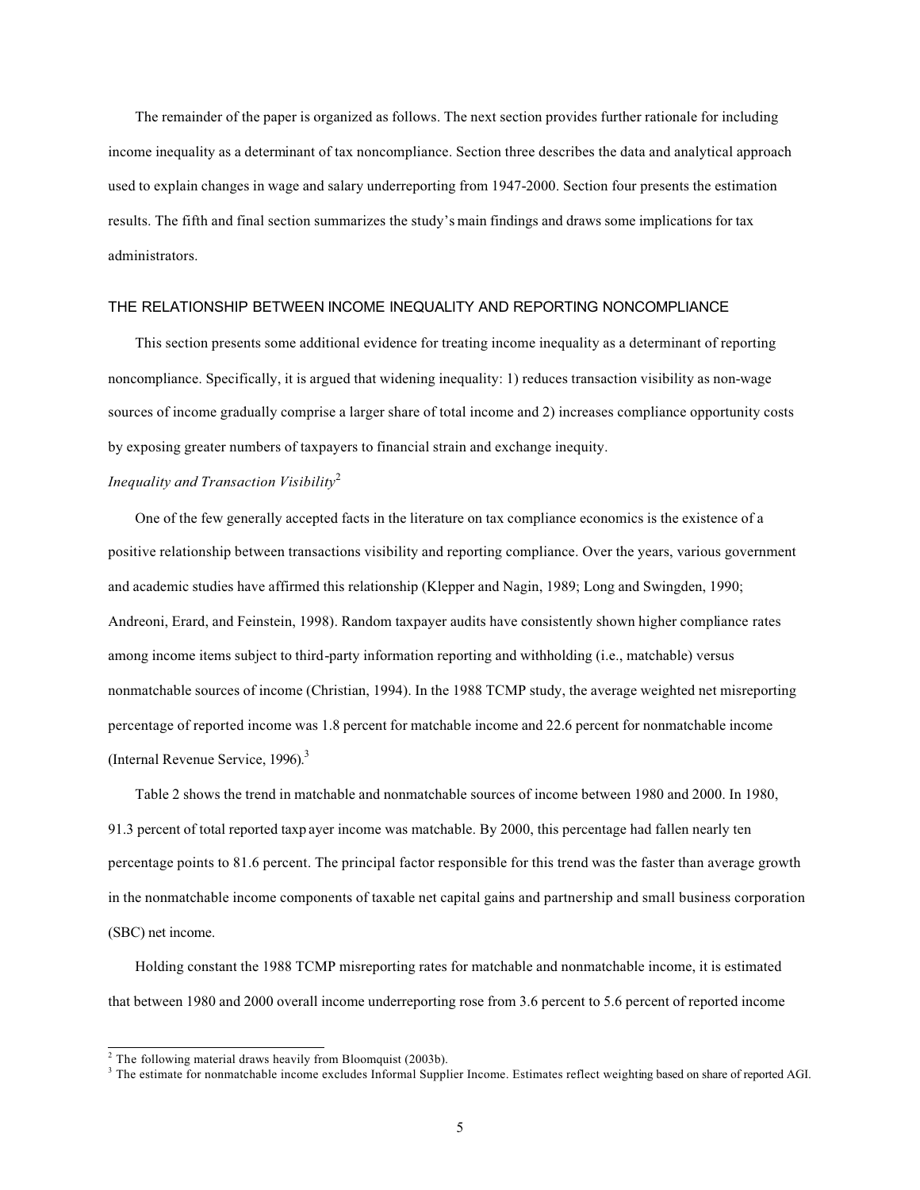The remainder of the paper is organized as follows. The next section provides further rationale for including income inequality as a determinant of tax noncompliance. Section three describes the data and analytical approach used to explain changes in wage and salary underreporting from 1947-2000. Section four presents the estimation results. The fifth and final section summarizes the study's main findings and draws some implications for tax administrators.

## THE RELATIONSHIP BETWEEN INCOME INEQUALITY AND REPORTING NONCOMPLIANCE

This section presents some additional evidence for treating income inequality as a determinant of reporting noncompliance. Specifically, it is argued that widening inequality: 1) reduces transaction visibility as non-wage sources of income gradually comprise a larger share of total income and 2) increases compliance opportunity costs by exposing greater numbers of taxpayers to financial strain and exchange inequity.

### *Inequality and Transaction Visibility*[2]

One of the few generally accepted facts in the literature on tax compliance economics is the existence of a positive relationship between transactions visibility and reporting compliance. Over the years, various government and academic studies have affirmed this relationship (Klepper and Nagin, 1989; Long and Swingden, 1990; Andreoni, Erard, and Feinstein, 1998). Random taxpayer audits have consistently shown higher compliance rates among income items subject to third-party information reporting and withholding (i.e., matchable) versus nonmatchable sources of income (Christian, 1994). In the 1988 TCMP study, the average weighted net misreporting percentage of reported income was 1.8 percent for matchable income and 22.6 percent for nonmatchable income (Internal Revenue Service, 1996).[3]

Table 2 shows the trend in matchable and nonmatchable sources of income between 1980 and 2000. In 1980, 91.3 percent of total reported taxpayer income was matchable. By 2000, this percentage had fallen nearly ten percentage points to 81.6 percent. The principal factor responsible for this trend was the faster than average growth in the nonmatchable income components of taxable net capital gains and partnership and small business corporation (SBC) net income.

Holding constant the 1988 TCMP misreporting rates for matchable and nonmatchable income, it is estimated that between 1980 and 2000 overall income underreporting rose from 3.6 percent to 5.6 percent of reported income

---

[2] The following material draws heavily from Bloomquist (2003b).

[3] The estimate for nonmatchable income excludes Informal Supplier Income. Estimates reflect weighting based on share of reported AGI.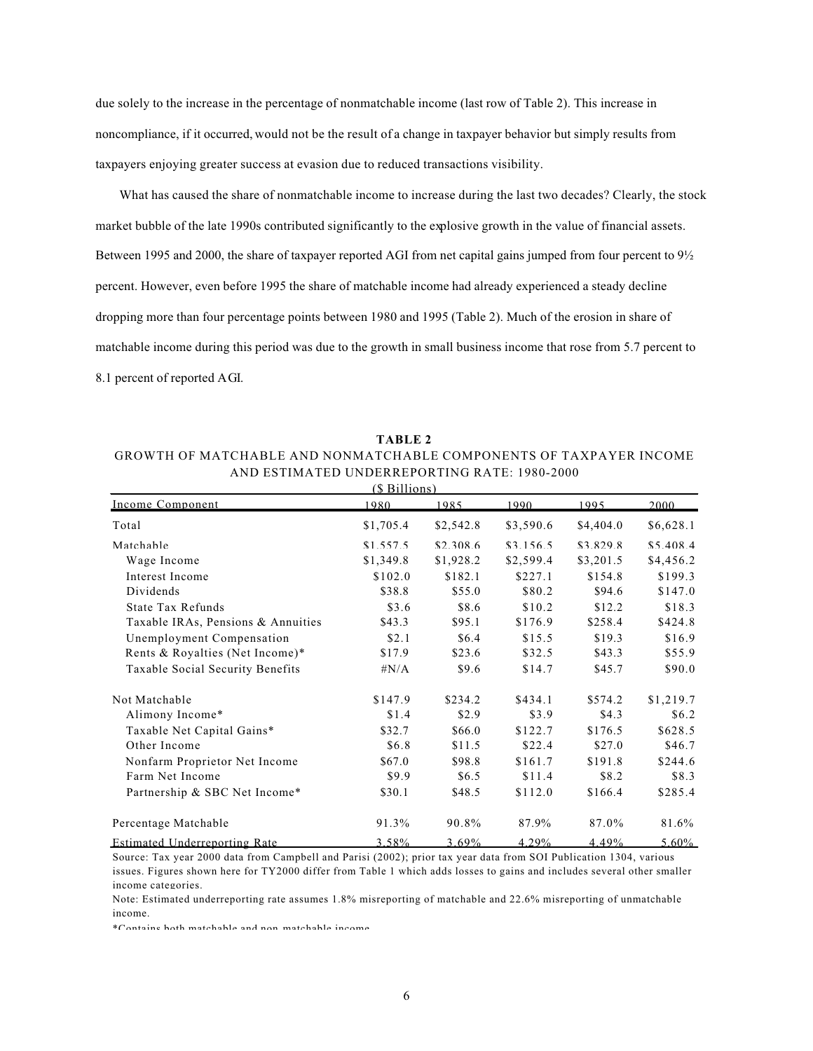due solely to the increase in the percentage of nonmatchable income (last row of Table 2). This increase in noncompliance, if it occurred, would not be the result of a change in taxpayer behavior but simply results from taxpayers enjoying greater success at evasion due to reduced transactions visibility.

What has caused the share of nonmatchable income to increase during the last two decades? Clearly, the stock market bubble of the late 1990s contributed significantly to the explosive growth in the value of financial assets. Between 1995 and 2000, the share of taxpayer reported AGI from net capital gains jumped from four percent to 9½ percent. However, even before 1995 the share of matchable income had already experienced a steady decline dropping more than four percentage points between 1980 and 1995 (Table 2). Much of the erosion in share of matchable income during this period was due to the growth in small business income that rose from 5.7 percent to 8.1 percent of reported AGI.

**TABLE 2**

GROWTH OF MATCHABLE AND NONMATCHABLE COMPONENTS OF TAXPAYER INCOME AND ESTIMATED UNDERREPORTING RATE: 1980-2000

($ Billions)

| Income Component | 1980 | 1985 | 1990 | 1995 | 2000 |
|---|---|---|---|---|---|
| Total | $1,705.4 | $2,542.8 | $3,590.6 | $4,404.0 | $6,628.1 |
| Matchable | $1,557.5 | $2,308.6 | $3,156.5 | $3,829.8 | $5,408.4 |
| Wage Income | $1,349.8 | $1,928.2 | $2,599.4 | $3,201.5 | $4,456.2 |
| Interest Income | $102.0 | $182.1 | $227.1 | $154.8 | $199.3 |
| Dividends | $38.8 | $55.0 | $80.2 | $94.6 | $147.0 |
| State Tax Refunds | $3.6 | $8.6 | $10.2 | $12.2 | $18.3 |
| Taxable IRAs, Pensions & Annuities | $43.3 | $95.1 | $176.9 | $258.4 | $424.8 |
| Unemployment Compensation | $2.1 | $6.4 | $15.5 | $19.3 | $16.9 |
| Rents & Royalties (Net Income)* | $17.9 | $23.6 | $32.5 | $43.3 | $55.9 |
| Taxable Social Security Benefits | #N/A | $9.6 | $14.7 | $45.7 | $90.0 |
| Not Matchable | $147.9 | $234.2 | $434.1 | $574.2 | $1,219.7 |
| Alimony Income* | $1.4 | $2.9 | $3.9 | $4.3 | $6.2 |
| Taxable Net Capital Gains* | $32.7 | $66.0 | $122.7 | $176.5 | $628.5 |
| Other Income | $6.8 | $11.5 | $22.4 | $27.0 | $46.7 |
| Nonfarm Proprietor Net Income | $67.0 | $98.8 | $161.7 | $191.8 | $244.6 |
| Farm Net Income | $9.9 | $6.5 | $11.4 | $8.2 | $8.3 |
| Partnership & SBC Net Income* | $30.1 | $48.5 | $112.0 | $166.4 | $285.4 |
| Percentage Matchable | 91.3% | 90.8% | 87.9% | 87.0% | 81.6% |
| Estimated Underreporting Rate | 3.58% | 3.69% | 4.29% | 4.49% | 5.60% |

Source: Tax year 2000 data from Campbell and Parisi (2002); prior tax year data from SOI Publication 1304, various issues. Figures shown here for TY2000 differ from Table 1 which adds losses to gains and includes several other smaller income categories.

Note: Estimated underreporting rate assumes 1.8% misreporting of matchable and 22.6% misreporting of unmatchable income.

*Contains both matchable and non-matchable income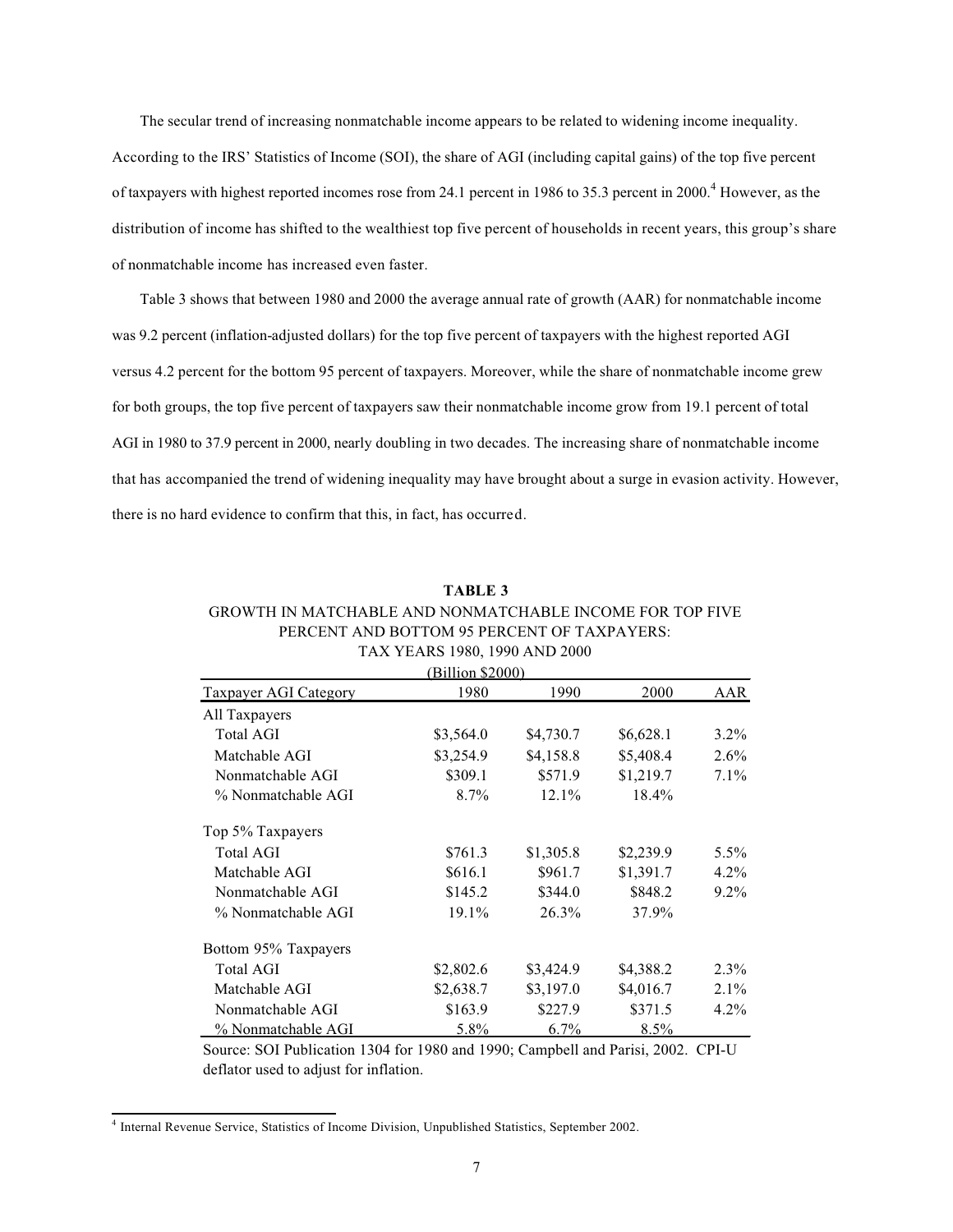The secular trend of increasing nonmatchable income appears to be related to widening income inequality. According to the IRS' Statistics of Income (SOI), the share of AGI (including capital gains) of the top five percent of taxpayers with highest reported incomes rose from 24.1 percent in 1986 to 35.3 percent in 2000.[4] However, as the distribution of income has shifted to the wealthiest top five percent of households in recent years, this group's share of nonmatchable income has increased even faster.

Table 3 shows that between 1980 and 2000 the average annual rate of growth (AAR) for nonmatchable income was 9.2 percent (inflation-adjusted dollars) for the top five percent of taxpayers with the highest reported AGI versus 4.2 percent for the bottom 95 percent of taxpayers. Moreover, while the share of nonmatchable income grew for both groups, the top five percent of taxpayers saw their nonmatchable income grow from 19.1 percent of total AGI in 1980 to 37.9 percent in 2000, nearly doubling in two decades. The increasing share of nonmatchable income that has accompanied the trend of widening inequality may have brought about a surge in evasion activity. However, there is no hard evidence to confirm that this, in fact, has occurred.

**TABLE 3**

GROWTH IN MATCHABLE AND NONMATCHABLE INCOME FOR TOP FIVE PERCENT AND BOTTOM 95 PERCENT OF TAXPAYERS: TAX YEARS 1980, 1990 AND 2000

(Billion $2000)

| Taxpayer AGI Category | 1980 | 1990 | 2000 | AAR |
|---|---|---|---|---|
| All Taxpayers | | | | |
| Total AGI | $3,564.0 | $4,730.7 | $6,628.1 | 3.2% |
| Matchable AGI | $3,254.9 | $4,158.8 | $5,408.4 | 2.6% |
| Nonmatchable AGI | $309.1 | $571.9 | $1,219.7 | 7.1% |
| % Nonmatchable AGI | 8.7% | 12.1% | 18.4% | |
| Top 5% Taxpayers | | | | |
| Total AGI | $761.3 | $1,305.8 | $2,239.9 | 5.5% |
| Matchable AGI | $616.1 | $961.7 | $1,391.7 | 4.2% |
| Nonmatchable AGI | $145.2 | $344.0 | $848.2 | 9.2% |
| % Nonmatchable AGI | 19.1% | 26.3% | 37.9% | |
| Bottom 95% Taxpayers | | | | |
| Total AGI | $2,802.6 | $3,424.9 | $4,388.2 | 2.3% |
| Matchable AGI | $2,638.7 | $3,197.0 | $4,016.7 | 2.1% |
| Nonmatchable AGI | $163.9 | $227.9 | $371.5 | 4.2% |
| % Nonmatchable AGI | 5.8% | 6.7% | 8.5% | |

Source: SOI Publication 1304 for 1980 and 1990; Campbell and Parisi, 2002. CPI-U deflator used to adjust for inflation.

[4] Internal Revenue Service, Statistics of Income Division, Unpublished Statistics, September 2002.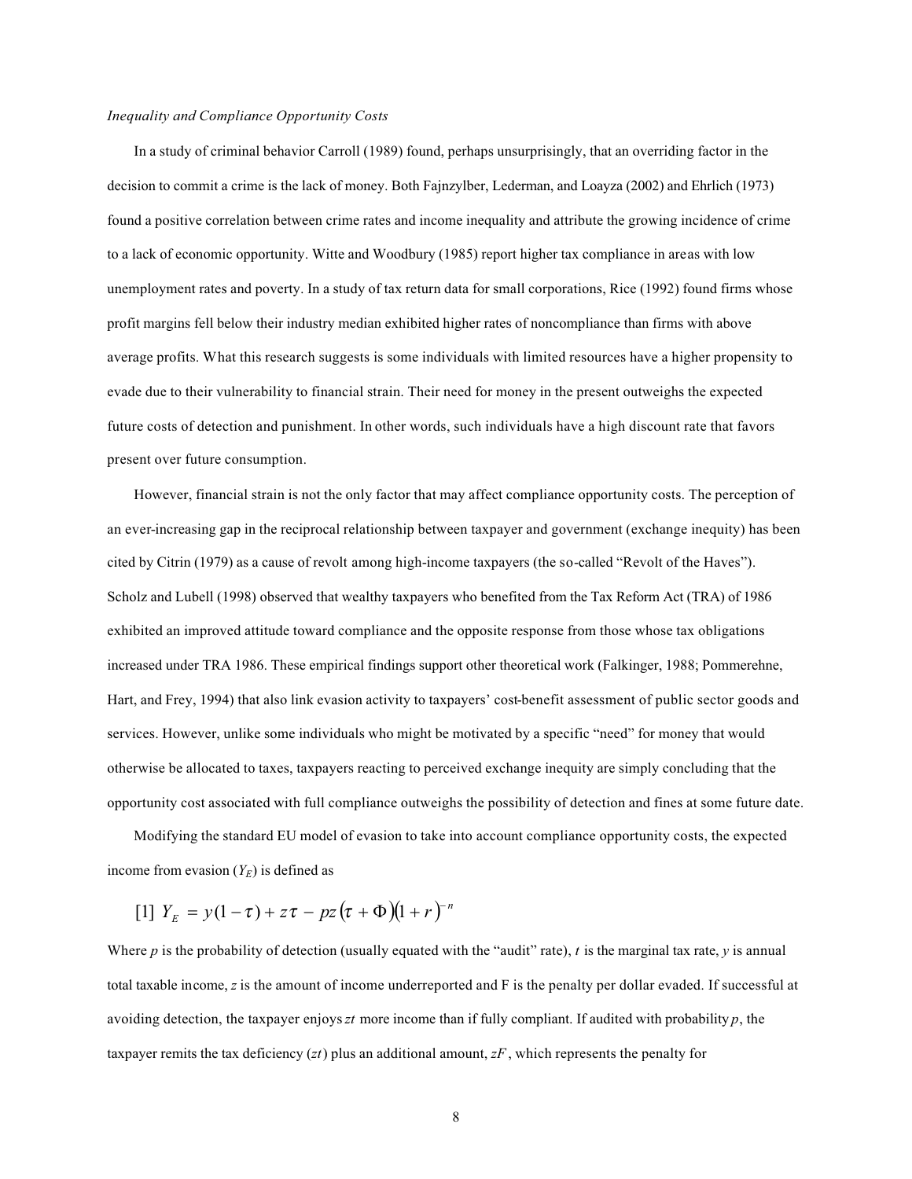*Inequality and Compliance Opportunity Costs*

In a study of criminal behavior Carroll (1989) found, perhaps unsurprisingly, that an overriding factor in the decision to commit a crime is the lack of money. Both Fajnzylber, Lederman, and Loayza (2002) and Ehrlich (1973) found a positive correlation between crime rates and income inequality and attribute the growing incidence of crime to a lack of economic opportunity. Witte and Woodbury (1985) report higher tax compliance in areas with low unemployment rates and poverty. In a study of tax return data for small corporations, Rice (1992) found firms whose profit margins fell below their industry median exhibited higher rates of noncompliance than firms with above average profits. What this research suggests is some individuals with limited resources have a higher propensity to evade due to their vulnerability to financial strain. Their need for money in the present outweighs the expected future costs of detection and punishment. In other words, such individuals have a high discount rate that favors present over future consumption.

However, financial strain is not the only factor that may affect compliance opportunity costs. The perception of an ever-increasing gap in the reciprocal relationship between taxpayer and government (exchange inequity) has been cited by Citrin (1979) as a cause of revolt among high-income taxpayers (the so-called "Revolt of the Haves"). Scholz and Lubell (1998) observed that wealthy taxpayers who benefited from the Tax Reform Act (TRA) of 1986 exhibited an improved attitude toward compliance and the opposite response from those whose tax obligations increased under TRA 1986. These empirical findings support other theoretical work (Falkinger, 1988; Pommerehne, Hart, and Frey, 1994) that also link evasion activity to taxpayers' cost-benefit assessment of public sector goods and services. However, unlike some individuals who might be motivated by a specific "need" for money that would otherwise be allocated to taxes, taxpayers reacting to perceived exchange inequity are simply concluding that the opportunity cost associated with full compliance outweighs the possibility of detection and fines at some future date.

Modifying the standard EU model of evasion to take into account compliance opportunity costs, the expected income from evasion ($Y_E$) is defined as

$$[1] \quad Y_E = y(1-\tau) + z\tau - pz(\tau + \Phi)(1+r)^{-n}$$

Where $p$ is the probability of detection (usually equated with the "audit" rate), $t$ is the marginal tax rate, $y$ is annual total taxable income, $z$ is the amount of income underreported and F is the penalty per dollar evaded. If successful at avoiding detection, the taxpayer enjoys $zt$ more income than if fully compliant. If audited with probability $p$, the taxpayer remits the tax deficiency ($zt$) plus an additional amount, $zF$, which represents the penalty for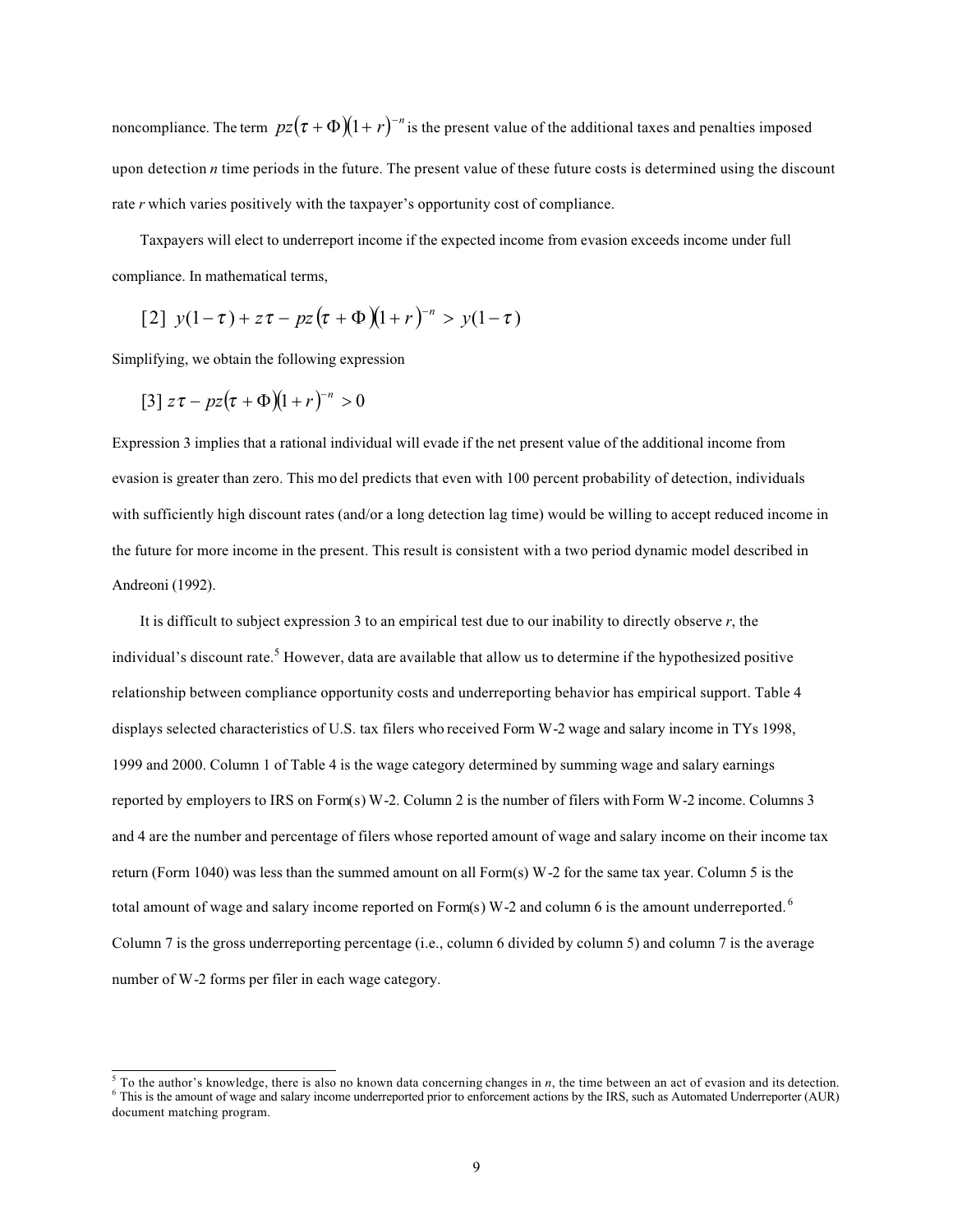noncompliance. The term $pz(\tau + \Phi)(1+r)^{-n}$ is the present value of the additional taxes and penalties imposed upon detection *n* time periods in the future. The present value of these future costs is determined using the discount rate *r* which varies positively with the taxpayer's opportunity cost of compliance.

Taxpayers will elect to underreport income if the expected income from evasion exceeds income under full compliance. In mathematical terms,

$$[2]\ y(1-\tau) + z\tau - pz(\tau + \Phi)(1+r)^{-n} > y(1-\tau)$$

Simplifying, we obtain the following expression

$$[3]\ z\tau - pz(\tau + \Phi)(1+r)^{-n} > 0$$

Expression 3 implies that a rational individual will evade if the net present value of the additional income from evasion is greater than zero. This mo del predicts that even with 100 percent probability of detection, individuals with sufficiently high discount rates (and/or a long detection lag time) would be willing to accept reduced income in the future for more income in the present. This result is consistent with a two period dynamic model described in Andreoni (1992).

It is difficult to subject expression 3 to an empirical test due to our inability to directly observe *r*, the individual's discount rate.[5] However, data are available that allow us to determine if the hypothesized positive relationship between compliance opportunity costs and underreporting behavior has empirical support. Table 4 displays selected characteristics of U.S. tax filers who received Form W-2 wage and salary income in TYs 1998, 1999 and 2000. Column 1 of Table 4 is the wage category determined by summing wage and salary earnings reported by employers to IRS on Form(s) W-2. Column 2 is the number of filers with Form W-2 income. Columns 3 and 4 are the number and percentage of filers whose reported amount of wage and salary income on their income tax return (Form 1040) was less than the summed amount on all Form(s) W-2 for the same tax year. Column 5 is the total amount of wage and salary income reported on Form(s) W-2 and column 6 is the amount underreported.[6] Column 7 is the gross underreporting percentage (i.e., column 6 divided by column 5) and column 7 is the average number of W-2 forms per filer in each wage category.

---

[5] To the author's knowledge, there is also no known data concerning changes in *n*, the time between an act of evasion and its detection.

[6] This is the amount of wage and salary income underreported prior to enforcement actions by the IRS, such as Automated Underreporter (AUR) document matching program.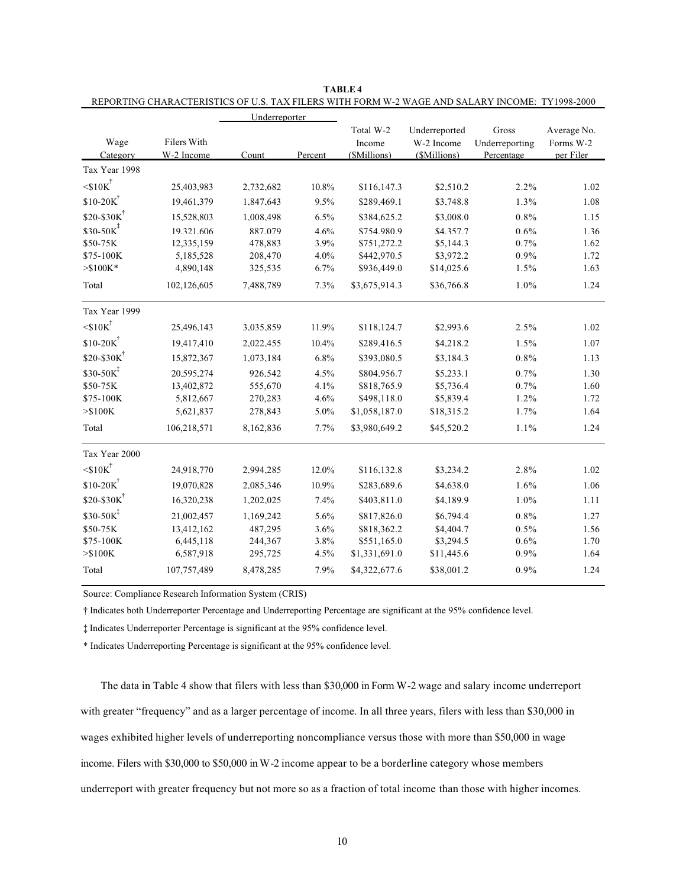**TABLE 4**

REPORTING CHARACTERISTICS OF U.S. TAX FILERS WITH FORM W-2 WAGE AND SALARY INCOME: TY1998-2000

| Wage Category | Filers With W-2 Income | Underreporter Count | Underreporter Percent | Total W-2 Income ($Millions) | Underreported W-2 Income ($Millions) | Gross Underreporting Percentage | Average No. Forms W-2 per Filer |
|---|---|---|---|---|---|---|---|
| **Tax Year 1998** | | | | | | | |
| <$10K† | 25,403,983 | 2,732,682 | 10.8% | $116,147.3 | $2,510.2 | 2.2% | 1.02 |
| $10-20K† | 19,461,379 | 1,847,643 | 9.5% | $289,469.1 | $3,748.8 | 1.3% | 1.08 |
| $20-$30K† | 15,528,803 | 1,008,498 | 6.5% | $384,625.2 | $3,008.0 | 0.8% | 1.15 |
| $30-50K‡ | 19,321,606 | 887,079 | 4.6% | $754,980.9 | $4,357.7 | 0.6% | 1.36 |
| $50-75K | 12,335,159 | 478,883 | 3.9% | $751,272.2 | $5,144.3 | 0.7% | 1.62 |
| $75-100K | 5,185,528 | 208,470 | 4.0% | $442,970.5 | $3,972.2 | 0.9% | 1.72 |
| >$100K* | 4,890,148 | 325,535 | 6.7% | $936,449.0 | $14,025.6 | 1.5% | 1.63 |
| Total | 102,126,605 | 7,488,789 | 7.3% | $3,675,914.3 | $36,766.8 | 1.0% | 1.24 |
| **Tax Year 1999** | | | | | | | |
| <$10K† | 25,496,143 | 3,035,859 | 11.9% | $118,124.7 | $2,993.6 | 2.5% | 1.02 |
| $10-20K† | 19,417,410 | 2,022,455 | 10.4% | $289,416.5 | $4,218.2 | 1.5% | 1.07 |
| $20-$30K† | 15,872,367 | 1,073,184 | 6.8% | $393,080.5 | $3,184.3 | 0.8% | 1.13 |
| $30-50K‡ | 20,595,274 | 926,542 | 4.5% | $804,956.7 | $5,233.1 | 0.7% | 1.30 |
| $50-75K | 13,402,872 | 555,670 | 4.1% | $818,765.9 | $5,736.4 | 0.7% | 1.60 |
| $75-100K | 5,812,667 | 270,283 | 4.6% | $498,118.0 | $5,839.4 | 1.2% | 1.72 |
| >$100K | 5,621,837 | 278,843 | 5.0% | $1,058,187.0 | $18,315.2 | 1.7% | 1.64 |
| Total | 106,218,571 | 8,162,836 | 7.7% | $3,980,649.2 | $45,520.2 | 1.1% | 1.24 |
| **Tax Year 2000** | | | | | | | |
| <$10K† | 24,918,770 | 2,994,285 | 12.0% | $116,132.8 | $3,234.2 | 2.8% | 1.02 |
| $10-20K† | 19,070,828 | 2,085,346 | 10.9% | $283,689.6 | $4,638.0 | 1.6% | 1.06 |
| $20-$30K† | 16,320,238 | 1,202,025 | 7.4% | $403,811.0 | $4,189.9 | 1.0% | 1.11 |
| $30-50K‡ | 21,002,457 | 1,169,242 | 5.6% | $817,826.0 | $6,794.4 | 0.8% | 1.27 |
| $50-75K | 13,412,162 | 487,295 | 3.6% | $818,362.2 | $4,404.7 | 0.5% | 1.56 |
| $75-100K | 6,445,118 | 244,367 | 3.8% | $551,165.0 | $3,294.5 | 0.6% | 1.70 |
| >$100K | 6,587,918 | 295,725 | 4.5% | $1,331,691.0 | $11,445.6 | 0.9% | 1.64 |
| Total | 107,757,489 | 8,478,285 | 7.9% | $4,322,677.6 | $38,001.2 | 0.9% | 1.24 |

Source: Compliance Research Information System (CRIS)

† Indicates both Underreporter Percentage and Underreporting Percentage are significant at the 95% confidence level.

‡ Indicates Underreporter Percentage is significant at the 95% confidence level.

* Indicates Underreporting Percentage is significant at the 95% confidence level.

The data in Table 4 show that filers with less than $30,000 in Form W-2 wage and salary income underreport with greater "frequency" and as a larger percentage of income. In all three years, filers with less than $30,000 in wages exhibited higher levels of underreporting noncompliance versus those with more than $50,000 in wage income. Filers with $30,000 to $50,000 in W-2 income appear to be a borderline category whose members underreport with greater frequency but not more so as a fraction of total income than those with higher incomes.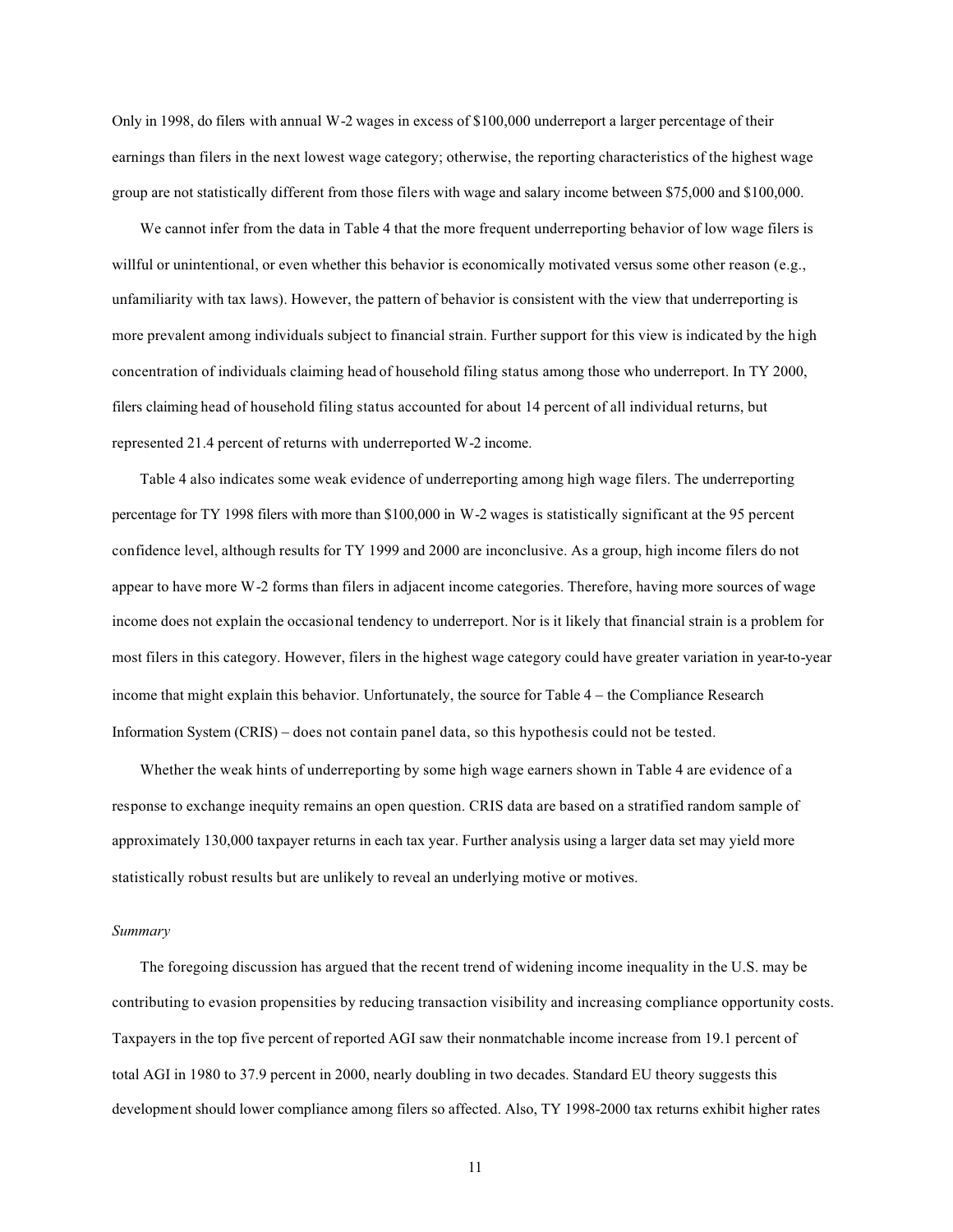Only in 1998, do filers with annual W-2 wages in excess of $100,000 underreport a larger percentage of their earnings than filers in the next lowest wage category; otherwise, the reporting characteristics of the highest wage group are not statistically different from those filers with wage and salary income between $75,000 and $100,000.

We cannot infer from the data in Table 4 that the more frequent underreporting behavior of low wage filers is willful or unintentional, or even whether this behavior is economically motivated versus some other reason (e.g., unfamiliarity with tax laws). However, the pattern of behavior is consistent with the view that underreporting is more prevalent among individuals subject to financial strain. Further support for this view is indicated by the high concentration of individuals claiming head of household filing status among those who underreport. In TY 2000, filers claiming head of household filing status accounted for about 14 percent of all individual returns, but represented 21.4 percent of returns with underreported W-2 income.

Table 4 also indicates some weak evidence of underreporting among high wage filers. The underreporting percentage for TY 1998 filers with more than $100,000 in W-2 wages is statistically significant at the 95 percent confidence level, although results for TY 1999 and 2000 are inconclusive. As a group, high income filers do not appear to have more W-2 forms than filers in adjacent income categories. Therefore, having more sources of wage income does not explain the occasional tendency to underreport. Nor is it likely that financial strain is a problem for most filers in this category. However, filers in the highest wage category could have greater variation in year-to-year income that might explain this behavior. Unfortunately, the source for Table 4 – the Compliance Research Information System (CRIS) – does not contain panel data, so this hypothesis could not be tested.

Whether the weak hints of underreporting by some high wage earners shown in Table 4 are evidence of a response to exchange inequity remains an open question. CRIS data are based on a stratified random sample of approximately 130,000 taxpayer returns in each tax year. Further analysis using a larger data set may yield more statistically robust results but are unlikely to reveal an underlying motive or motives.

*Summary*

The foregoing discussion has argued that the recent trend of widening income inequality in the U.S. may be contributing to evasion propensities by reducing transaction visibility and increasing compliance opportunity costs. Taxpayers in the top five percent of reported AGI saw their nonmatchable income increase from 19.1 percent of total AGI in 1980 to 37.9 percent in 2000, nearly doubling in two decades. Standard EU theory suggests this development should lower compliance among filers so affected. Also, TY 1998-2000 tax returns exhibit higher rates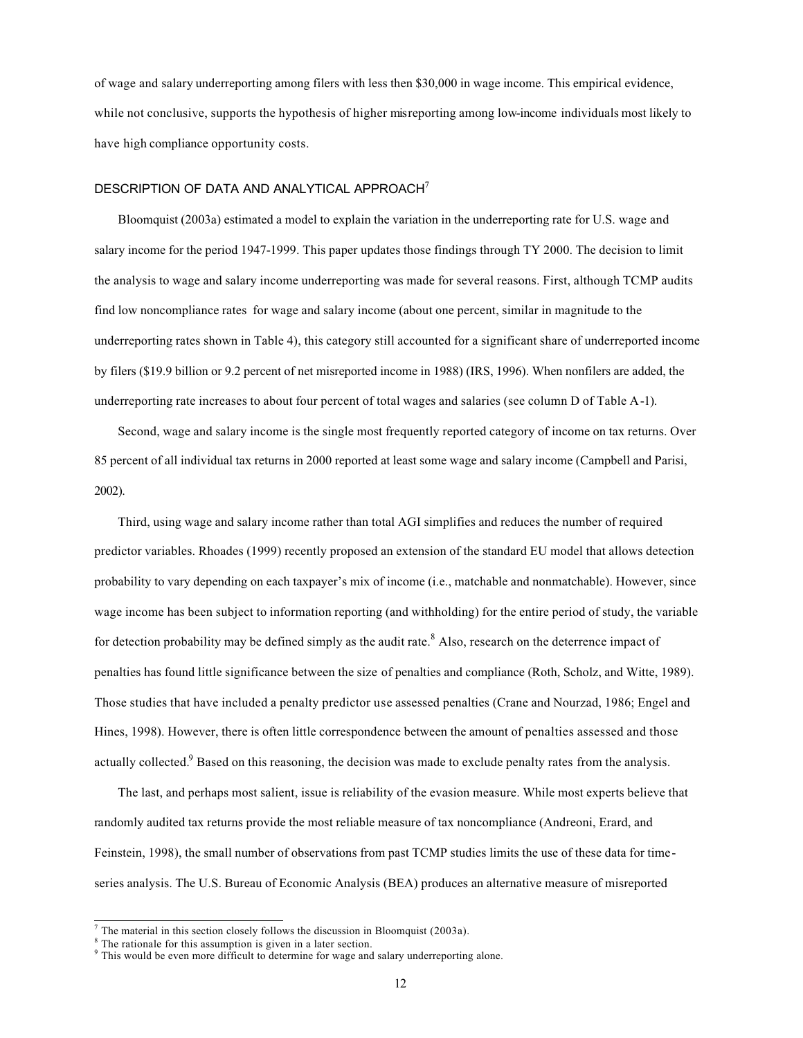of wage and salary underreporting among filers with less then $30,000 in wage income. This empirical evidence, while not conclusive, supports the hypothesis of higher misreporting among low-income individuals most likely to have high compliance opportunity costs.

## DESCRIPTION OF DATA AND ANALYTICAL APPROACH[7]

Bloomquist (2003a) estimated a model to explain the variation in the underreporting rate for U.S. wage and salary income for the period 1947-1999. This paper updates those findings through TY 2000. The decision to limit the analysis to wage and salary income underreporting was made for several reasons. First, although TCMP audits find low noncompliance rates for wage and salary income (about one percent, similar in magnitude to the underreporting rates shown in Table 4), this category still accounted for a significant share of underreported income by filers ($19.9 billion or 9.2 percent of net misreported income in 1988) (IRS, 1996). When nonfilers are added, the underreporting rate increases to about four percent of total wages and salaries (see column D of Table A-1).

Second, wage and salary income is the single most frequently reported category of income on tax returns. Over 85 percent of all individual tax returns in 2000 reported at least some wage and salary income (Campbell and Parisi, 2002).

Third, using wage and salary income rather than total AGI simplifies and reduces the number of required predictor variables. Rhoades (1999) recently proposed an extension of the standard EU model that allows detection probability to vary depending on each taxpayer's mix of income (i.e., matchable and nonmatchable). However, since wage income has been subject to information reporting (and withholding) for the entire period of study, the variable for detection probability may be defined simply as the audit rate.[8] Also, research on the deterrence impact of penalties has found little significance between the size of penalties and compliance (Roth, Scholz, and Witte, 1989). Those studies that have included a penalty predictor use assessed penalties (Crane and Nourzad, 1986; Engel and Hines, 1998). However, there is often little correspondence between the amount of penalties assessed and those actually collected.[9] Based on this reasoning, the decision was made to exclude penalty rates from the analysis.

The last, and perhaps most salient, issue is reliability of the evasion measure. While most experts believe that randomly audited tax returns provide the most reliable measure of tax noncompliance (Andreoni, Erard, and Feinstein, 1998), the small number of observations from past TCMP studies limits the use of these data for time-series analysis. The U.S. Bureau of Economic Analysis (BEA) produces an alternative measure of misreported

---

[7] The material in this section closely follows the discussion in Bloomquist (2003a).

[8] The rationale for this assumption is given in a later section.

[9] This would be even more difficult to determine for wage and salary underreporting alone.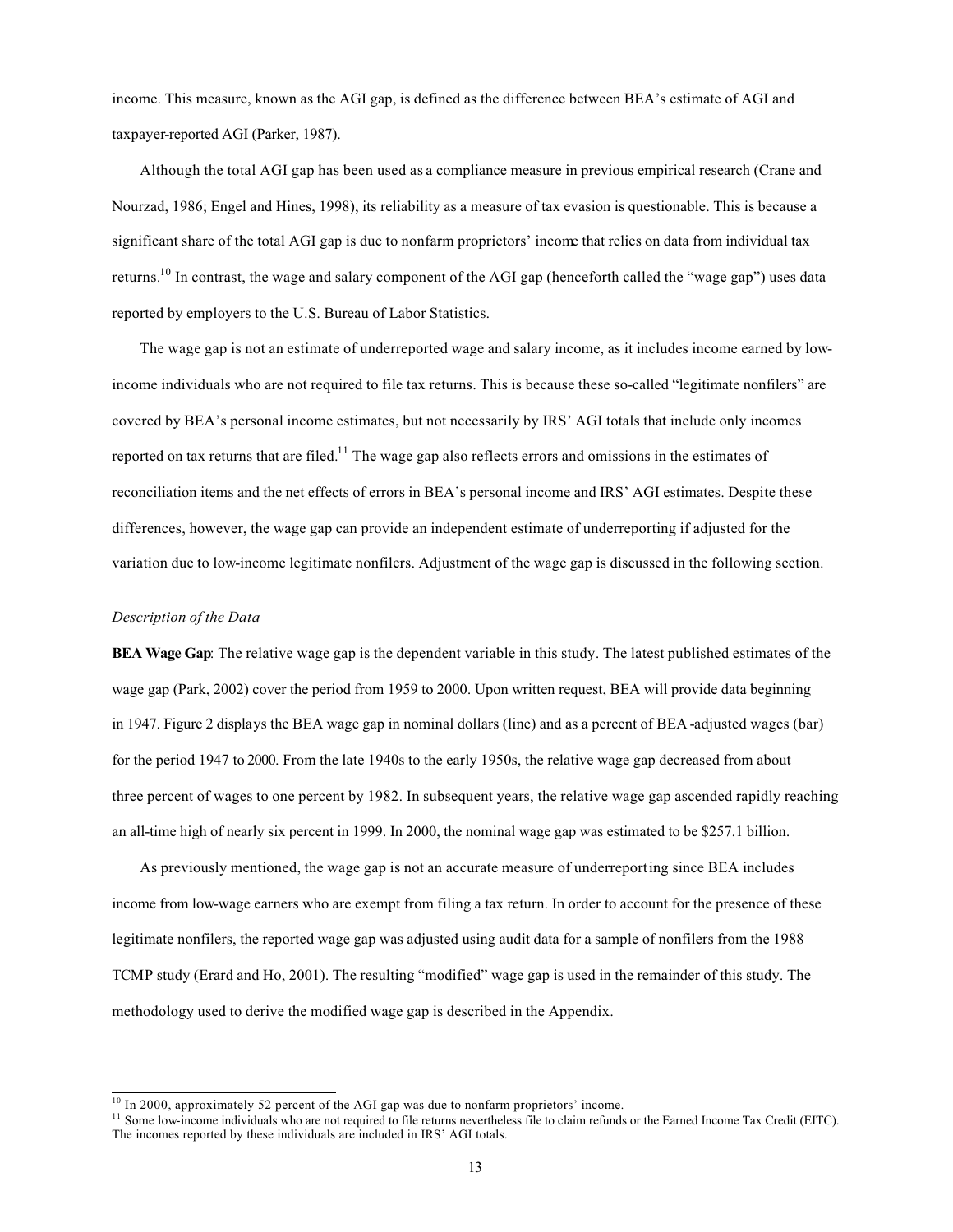income. This measure, known as the AGI gap, is defined as the difference between BEA's estimate of AGI and taxpayer-reported AGI (Parker, 1987).

Although the total AGI gap has been used as a compliance measure in previous empirical research (Crane and Nourzad, 1986; Engel and Hines, 1998), its reliability as a measure of tax evasion is questionable. This is because a significant share of the total AGI gap is due to nonfarm proprietors' income that relies on data from individual tax returns.[10] In contrast, the wage and salary component of the AGI gap (henceforth called the "wage gap") uses data reported by employers to the U.S. Bureau of Labor Statistics.

The wage gap is not an estimate of underreported wage and salary income, as it includes income earned by low-income individuals who are not required to file tax returns. This is because these so-called "legitimate nonfilers" are covered by BEA's personal income estimates, but not necessarily by IRS' AGI totals that include only incomes reported on tax returns that are filed.[11] The wage gap also reflects errors and omissions in the estimates of reconciliation items and the net effects of errors in BEA's personal income and IRS' AGI estimates. Despite these differences, however, the wage gap can provide an independent estimate of underreporting if adjusted for the variation due to low-income legitimate nonfilers. Adjustment of the wage gap is discussed in the following section.

*Description of the Data*

**BEA Wage Gap**: The relative wage gap is the dependent variable in this study. The latest published estimates of the wage gap (Park, 2002) cover the period from 1959 to 2000. Upon written request, BEA will provide data beginning in 1947. Figure 2 displays the BEA wage gap in nominal dollars (line) and as a percent of BEA-adjusted wages (bar) for the period 1947 to 2000. From the late 1940s to the early 1950s, the relative wage gap decreased from about three percent of wages to one percent by 1982. In subsequent years, the relative wage gap ascended rapidly reaching an all-time high of nearly six percent in 1999. In 2000, the nominal wage gap was estimated to be $257.1 billion.

As previously mentioned, the wage gap is not an accurate measure of underreporting since BEA includes income from low-wage earners who are exempt from filing a tax return. In order to account for the presence of these legitimate nonfilers, the reported wage gap was adjusted using audit data for a sample of nonfilers from the 1988 TCMP study (Erard and Ho, 2001). The resulting "modified" wage gap is used in the remainder of this study. The methodology used to derive the modified wage gap is described in the Appendix.

---

[10] In 2000, approximately 52 percent of the AGI gap was due to nonfarm proprietors' income.

[11] Some low-income individuals who are not required to file returns nevertheless file to claim refunds or the Earned Income Tax Credit (EITC). The incomes reported by these individuals are included in IRS' AGI totals.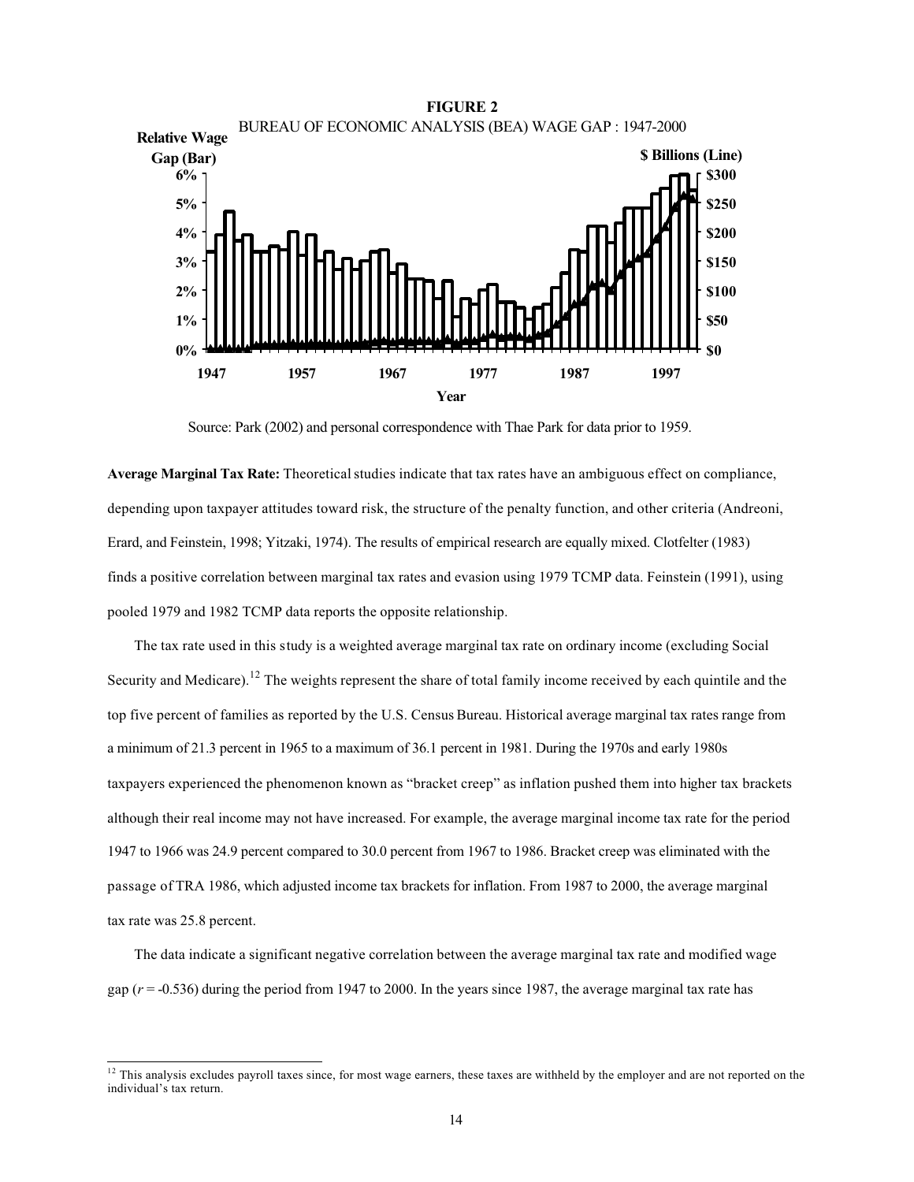**FIGURE 2**

BUREAU OF ECONOMIC ANALYSIS (BEA) WAGE GAP : 1947-2000

Source: Park (2002) and personal correspondence with Thae Park for data prior to 1959.

**Average Marginal Tax Rate:** Theoretical studies indicate that tax rates have an ambiguous effect on compliance, depending upon taxpayer attitudes toward risk, the structure of the penalty function, and other criteria (Andreoni, Erard, and Feinstein, 1998; Yitzaki, 1974). The results of empirical research are equally mixed. Clotfelter (1983) finds a positive correlation between marginal tax rates and evasion using 1979 TCMP data. Feinstein (1991), using pooled 1979 and 1982 TCMP data reports the opposite relationship.

The tax rate used in this study is a weighted average marginal tax rate on ordinary income (excluding Social Security and Medicare).[12] The weights represent the share of total family income received by each quintile and the top five percent of families as reported by the U.S. Census Bureau. Historical average marginal tax rates range from a minimum of 21.3 percent in 1965 to a maximum of 36.1 percent in 1981. During the 1970s and early 1980s taxpayers experienced the phenomenon known as "bracket creep" as inflation pushed them into higher tax brackets although their real income may not have increased. For example, the average marginal income tax rate for the period 1947 to 1966 was 24.9 percent compared to 30.0 percent from 1967 to 1986. Bracket creep was eliminated with the passage of TRA 1986, which adjusted income tax brackets for inflation. From 1987 to 2000, the average marginal tax rate was 25.8 percent.

The data indicate a significant negative correlation between the average marginal tax rate and modified wage gap ($r$ = -0.536) during the period from 1947 to 2000. In the years since 1987, the average marginal tax rate has

[12] This analysis excludes payroll taxes since, for most wage earners, these taxes are withheld by the employer and are not reported on the individual's tax return.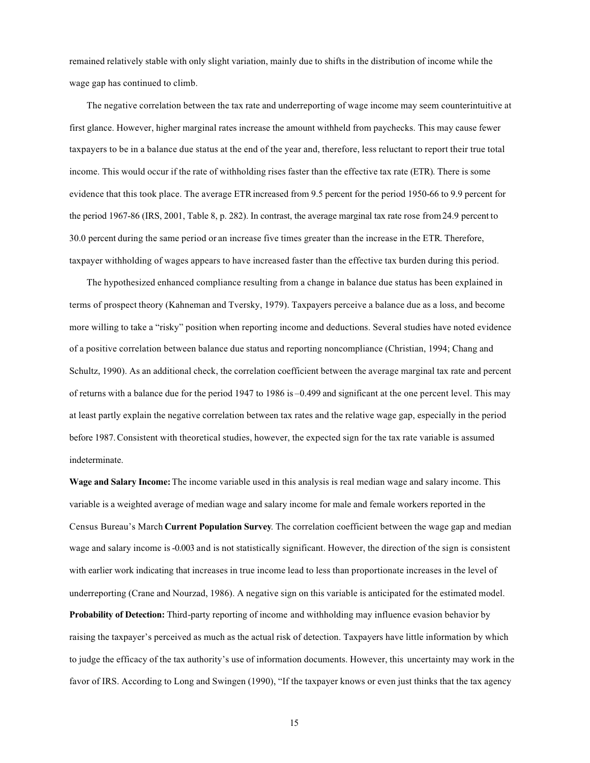remained relatively stable with only slight variation, mainly due to shifts in the distribution of income while the wage gap has continued to climb.

The negative correlation between the tax rate and underreporting of wage income may seem counterintuitive at first glance. However, higher marginal rates increase the amount withheld from paychecks. This may cause fewer taxpayers to be in a balance due status at the end of the year and, therefore, less reluctant to report their true total income. This would occur if the rate of withholding rises faster than the effective tax rate (ETR). There is some evidence that this took place. The average ETR increased from 9.5 percent for the period 1950-66 to 9.9 percent for the period 1967-86 (IRS, 2001, Table 8, p. 282). In contrast, the average marginal tax rate rose from 24.9 percent to 30.0 percent during the same period or an increase five times greater than the increase in the ETR. Therefore, taxpayer withholding of wages appears to have increased faster than the effective tax burden during this period.

The hypothesized enhanced compliance resulting from a change in balance due status has been explained in terms of prospect theory (Kahneman and Tversky, 1979). Taxpayers perceive a balance due as a loss, and become more willing to take a "risky" position when reporting income and deductions. Several studies have noted evidence of a positive correlation between balance due status and reporting noncompliance (Christian, 1994; Chang and Schultz, 1990). As an additional check, the correlation coefficient between the average marginal tax rate and percent of returns with a balance due for the period 1947 to 1986 is –0.499 and significant at the one percent level. This may at least partly explain the negative correlation between tax rates and the relative wage gap, especially in the period before 1987. Consistent with theoretical studies, however, the expected sign for the tax rate variable is assumed indeterminate.

**Wage and Salary Income:** The income variable used in this analysis is real median wage and salary income. This variable is a weighted average of median wage and salary income for male and female workers reported in the Census Bureau's March **Current Population Survey**. The correlation coefficient between the wage gap and median wage and salary income is -0.003 and is not statistically significant. However, the direction of the sign is consistent with earlier work indicating that increases in true income lead to less than proportionate increases in the level of underreporting (Crane and Nourzad, 1986). A negative sign on this variable is anticipated for the estimated model.

**Probability of Detection:** Third-party reporting of income and withholding may influence evasion behavior by raising the taxpayer's perceived as much as the actual risk of detection. Taxpayers have little information by which to judge the efficacy of the tax authority's use of information documents. However, this uncertainty may work in the favor of IRS. According to Long and Swingen (1990), "If the taxpayer knows or even just thinks that the tax agency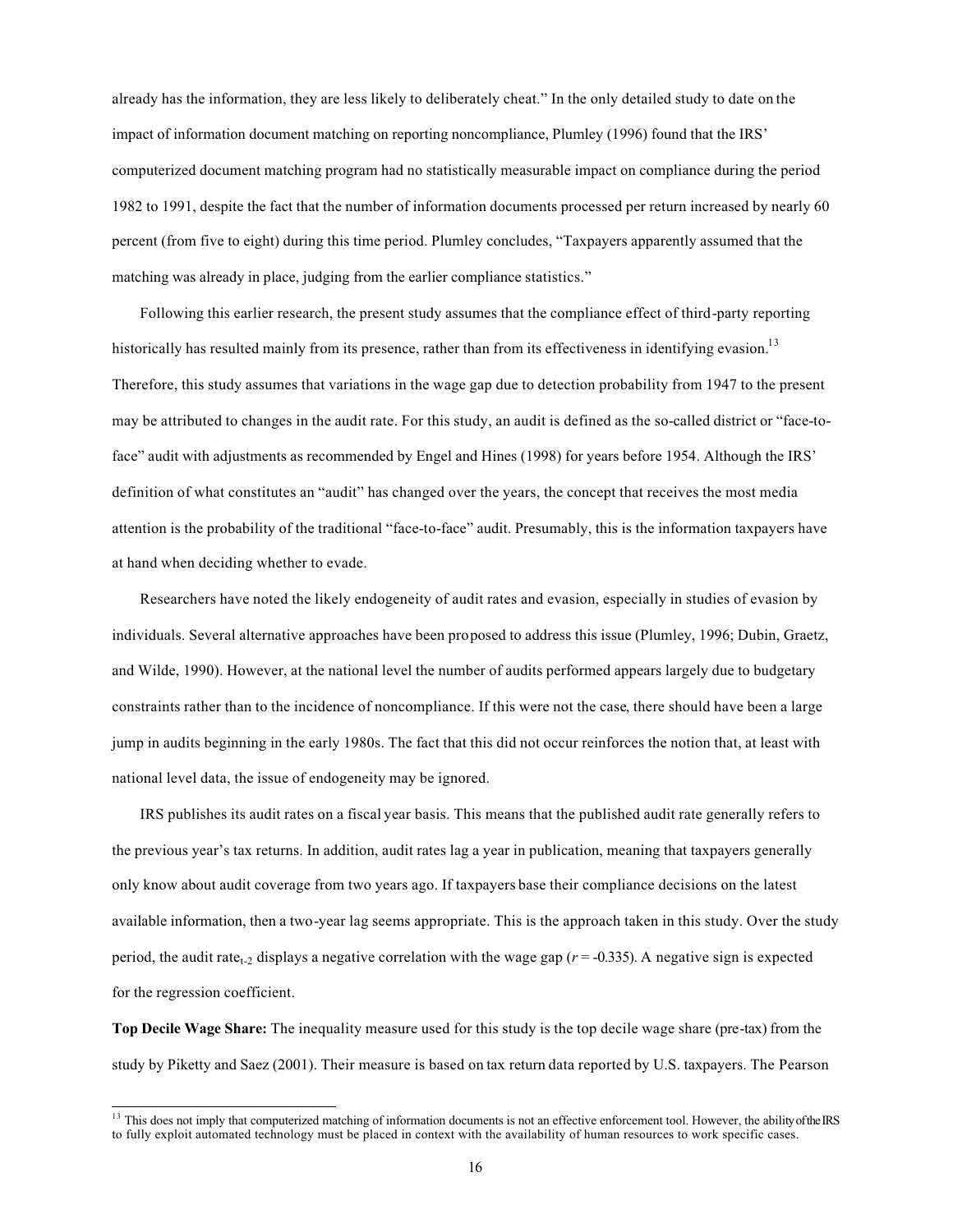already has the information, they are less likely to deliberately cheat." In the only detailed study to date on the impact of information document matching on reporting noncompliance, Plumley (1996) found that the IRS' computerized document matching program had no statistically measurable impact on compliance during the period 1982 to 1991, despite the fact that the number of information documents processed per return increased by nearly 60 percent (from five to eight) during this time period. Plumley concludes, "Taxpayers apparently assumed that the matching was already in place, judging from the earlier compliance statistics."

Following this earlier research, the present study assumes that the compliance effect of third-party reporting historically has resulted mainly from its presence, rather than from its effectiveness in identifying evasion.[13] Therefore, this study assumes that variations in the wage gap due to detection probability from 1947 to the present may be attributed to changes in the audit rate. For this study, an audit is defined as the so-called district or "face-to-face" audit with adjustments as recommended by Engel and Hines (1998) for years before 1954. Although the IRS' definition of what constitutes an "audit" has changed over the years, the concept that receives the most media attention is the probability of the traditional "face-to-face" audit. Presumably, this is the information taxpayers have at hand when deciding whether to evade.

Researchers have noted the likely endogeneity of audit rates and evasion, especially in studies of evasion by individuals. Several alternative approaches have been proposed to address this issue (Plumley, 1996; Dubin, Graetz, and Wilde, 1990). However, at the national level the number of audits performed appears largely due to budgetary constraints rather than to the incidence of noncompliance. If this were not the case, there should have been a large jump in audits beginning in the early 1980s. The fact that this did not occur reinforces the notion that, at least with national level data, the issue of endogeneity may be ignored.

IRS publishes its audit rates on a fiscal year basis. This means that the published audit rate generally refers to the previous year's tax returns. In addition, audit rates lag a year in publication, meaning that taxpayers generally only know about audit coverage from two years ago. If taxpayers base their compliance decisions on the latest available information, then a two-year lag seems appropriate. This is the approach taken in this study. Over the study period, the audit rate$_{t-2}$ displays a negative correlation with the wage gap ($r = -0.335$). A negative sign is expected for the regression coefficient.

**Top Decile Wage Share:** The inequality measure used for this study is the top decile wage share (pre-tax) from the study by Piketty and Saez (2001). Their measure is based on tax return data reported by U.S. taxpayers. The Pearson

[13] This does not imply that computerized matching of information documents is not an effective enforcement tool. However, the ability of the IRS to fully exploit automated technology must be placed in context with the availability of human resources to work specific cases.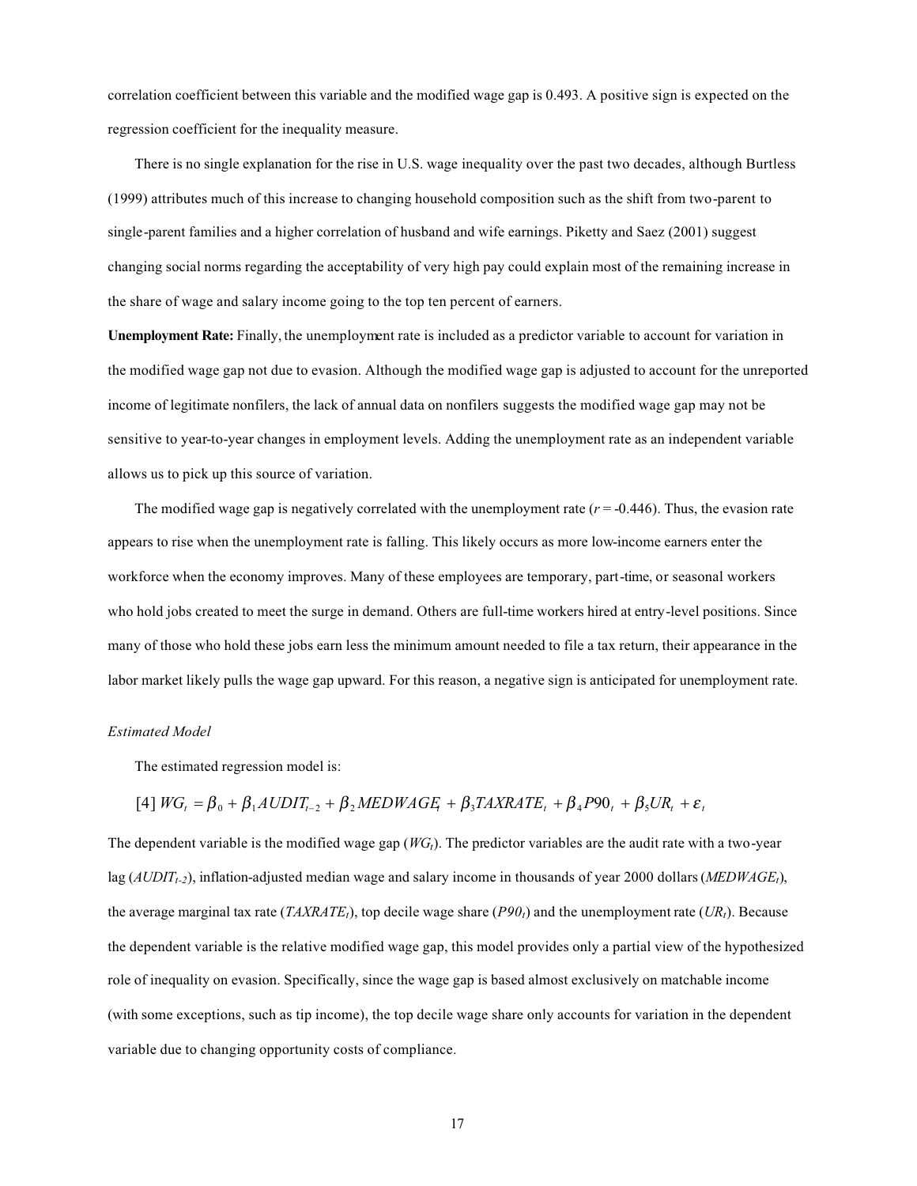correlation coefficient between this variable and the modified wage gap is 0.493. A positive sign is expected on the regression coefficient for the inequality measure.

There is no single explanation for the rise in U.S. wage inequality over the past two decades, although Burtless (1999) attributes much of this increase to changing household composition such as the shift from two-parent to single-parent families and a higher correlation of husband and wife earnings. Piketty and Saez (2001) suggest changing social norms regarding the acceptability of very high pay could explain most of the remaining increase in the share of wage and salary income going to the top ten percent of earners.

**Unemployment Rate:** Finally, the unemployment rate is included as a predictor variable to account for variation in the modified wage gap not due to evasion. Although the modified wage gap is adjusted to account for the unreported income of legitimate nonfilers, the lack of annual data on nonfilers suggests the modified wage gap may not be sensitive to year-to-year changes in employment levels. Adding the unemployment rate as an independent variable allows us to pick up this source of variation.

The modified wage gap is negatively correlated with the unemployment rate ($r = -0.446$). Thus, the evasion rate appears to rise when the unemployment rate is falling. This likely occurs as more low-income earners enter the workforce when the economy improves. Many of these employees are temporary, part-time, or seasonal workers who hold jobs created to meet the surge in demand. Others are full-time workers hired at entry-level positions. Since many of those who hold these jobs earn less the minimum amount needed to file a tax return, their appearance in the labor market likely pulls the wage gap upward. For this reason, a negative sign is anticipated for unemployment rate.

*Estimated Model*

The estimated regression model is:

$$[4]\ WG_t = \beta_0 + \beta_1 AUDIT_{t-2} + \beta_2 MEDWAGE_t + \beta_3 TAXRATE_t + \beta_4 P90_t + \beta_5 UR_t + \varepsilon_t$$

The dependent variable is the modified wage gap ($WG_t$). The predictor variables are the audit rate with a two-year lag ($AUDIT_{t-2}$), inflation-adjusted median wage and salary income in thousands of year 2000 dollars ($MEDWAGE_t$), the average marginal tax rate ($TAXRATE_t$), top decile wage share ($P90_t$) and the unemployment rate ($UR_t$). Because the dependent variable is the relative modified wage gap, this model provides only a partial view of the hypothesized role of inequality on evasion. Specifically, since the wage gap is based almost exclusively on matchable income (with some exceptions, such as tip income), the top decile wage share only accounts for variation in the dependent variable due to changing opportunity costs of compliance.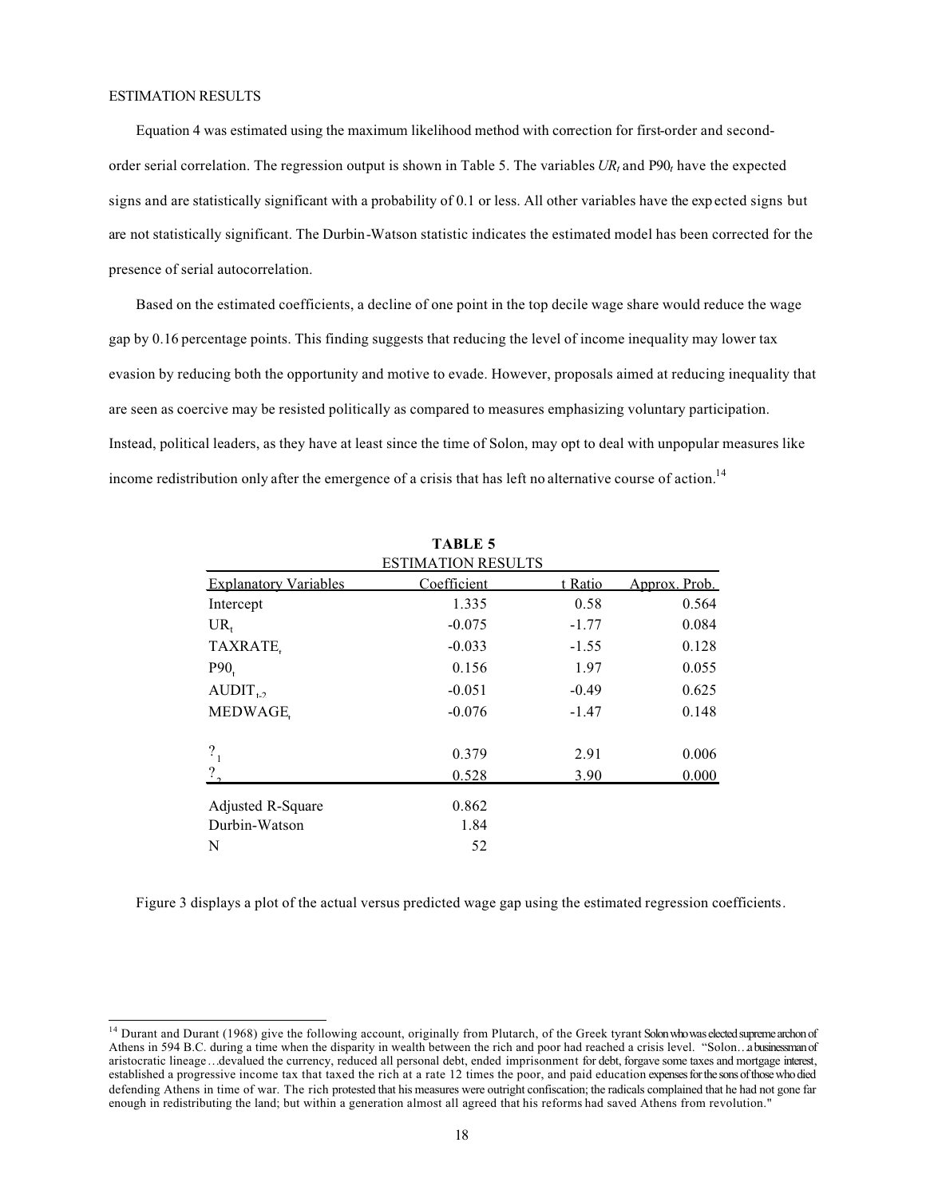ESTIMATION RESULTS

Equation 4 was estimated using the maximum likelihood method with correction for first-order and second-order serial correlation. The regression output is shown in Table 5. The variables $UR_t$ and $P90_t$ have the expected signs and are statistically significant with a probability of 0.1 or less. All other variables have the expected signs but are not statistically significant. The Durbin-Watson statistic indicates the estimated model has been corrected for the presence of serial autocorrelation.

Based on the estimated coefficients, a decline of one point in the top decile wage share would reduce the wage gap by 0.16 percentage points. This finding suggests that reducing the level of income inequality may lower tax evasion by reducing both the opportunity and motive to evade. However, proposals aimed at reducing inequality that are seen as coercive may be resisted politically as compared to measures emphasizing voluntary participation. Instead, political leaders, as they have at least since the time of Solon, may opt to deal with unpopular measures like income redistribution only after the emergence of a crisis that has left no alternative course of action.[14]

**TABLE 5**
ESTIMATION RESULTS

| Explanatory Variables | Coefficient | t Ratio | Approx. Prob. |
|---|---|---|---|
| Intercept | 1.335 | 0.58 | 0.564 |
| $UR_t$ | -0.075 | -1.77 | 0.084 |
| $TAXRATE_t$ | -0.033 | -1.55 | 0.128 |
| $P90_t$ | 0.156 | 1.97 | 0.055 |
| $AUDIT_{t-2}$ | -0.051 | -0.49 | 0.625 |
| $MEDWAGE_t$ | -0.076 | -1.47 | 0.148 |
| $?_1$ | 0.379 | 2.91 | 0.006 |
| $?_2$ | 0.528 | 3.90 | 0.000 |
| Adjusted R-Square | 0.862 | | |
| Durbin-Watson | 1.84 | | |
| N | 52 | | |

Figure 3 displays a plot of the actual versus predicted wage gap using the estimated regression coefficients.

[14] Durant and Durant (1968) give the following account, originally from Plutarch, of the Greek tyrant Solon who was elected supreme archon of Athens in 594 B.C. during a time when the disparity in wealth between the rich and poor had reached a crisis level. "Solon…a businessman of aristocratic lineage…devalued the currency, reduced all personal debt, ended imprisonment for debt, forgave some taxes and mortgage interest, established a progressive income tax that taxed the rich at a rate 12 times the poor, and paid education expenses for the sons of those who died defending Athens in time of war. The rich protested that his measures were outright confiscation; the radicals complained that he had not gone far enough in redistributing the land; but within a generation almost all agreed that his reforms had saved Athens from revolution."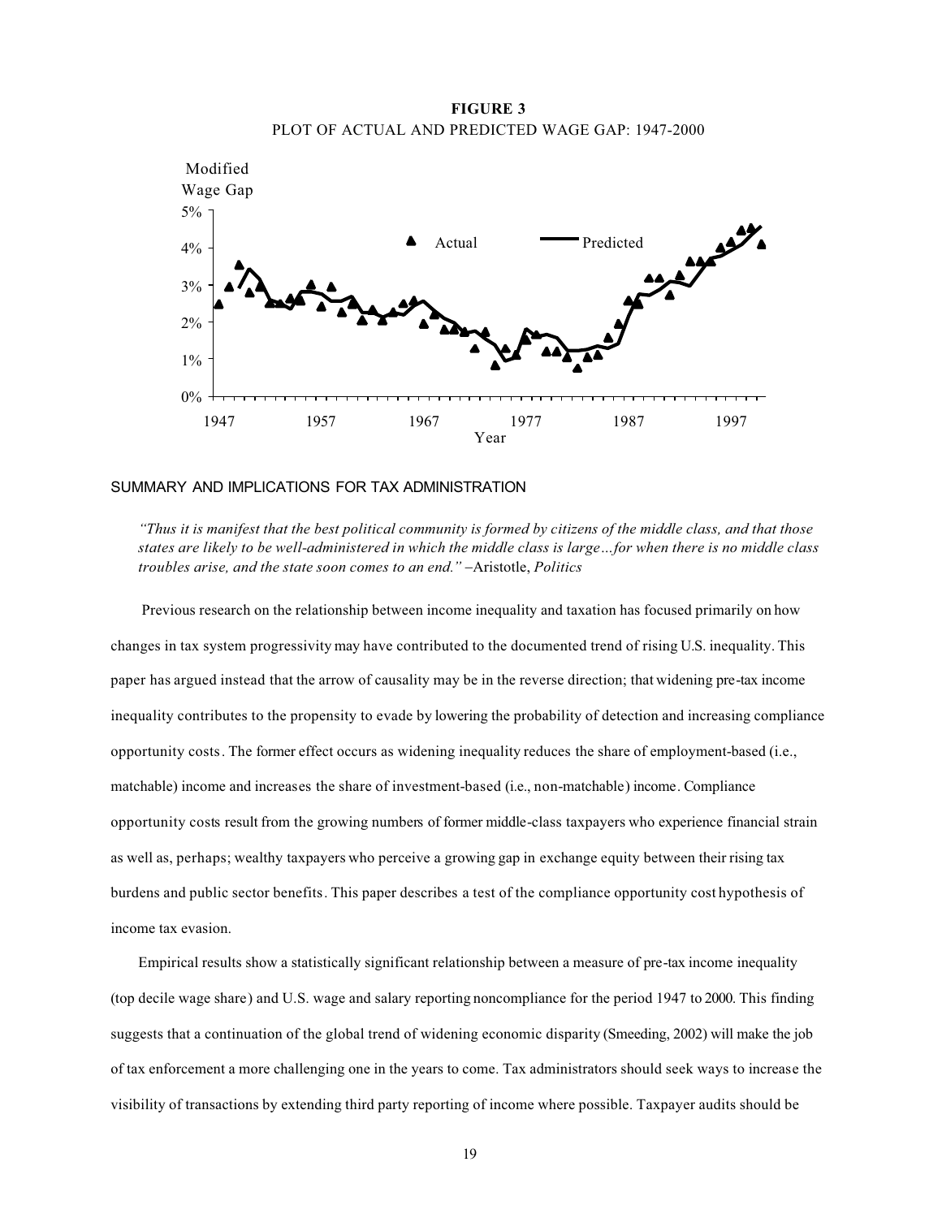**FIGURE 3**
PLOT OF ACTUAL AND PREDICTED WAGE GAP: 1947-2000

## SUMMARY AND IMPLICATIONS FOR TAX ADMINISTRATION

*"Thus it is manifest that the best political community is formed by citizens of the middle class, and that those states are likely to be well-administered in which the middle class is large…for when there is no middle class troubles arise, and the state soon comes to an end."* –Aristotle, *Politics*

Previous research on the relationship between income inequality and taxation has focused primarily on how changes in tax system progressivity may have contributed to the documented trend of rising U.S. inequality. This paper has argued instead that the arrow of causality may be in the reverse direction; that widening pre-tax income inequality contributes to the propensity to evade by lowering the probability of detection and increasing compliance opportunity costs. The former effect occurs as widening inequality reduces the share of employment-based (i.e., matchable) income and increases the share of investment-based (i.e., non-matchable) income. Compliance opportunity costs result from the growing numbers of former middle-class taxpayers who experience financial strain as well as, perhaps; wealthy taxpayers who perceive a growing gap in exchange equity between their rising tax burdens and public sector benefits. This paper describes a test of the compliance opportunity cost hypothesis of income tax evasion.

Empirical results show a statistically significant relationship between a measure of pre-tax income inequality (top decile wage share) and U.S. wage and salary reporting noncompliance for the period 1947 to 2000. This finding suggests that a continuation of the global trend of widening economic disparity (Smeeding, 2002) will make the job of tax enforcement a more challenging one in the years to come. Tax administrators should seek ways to increase the visibility of transactions by extending third party reporting of income where possible. Taxpayer audits should be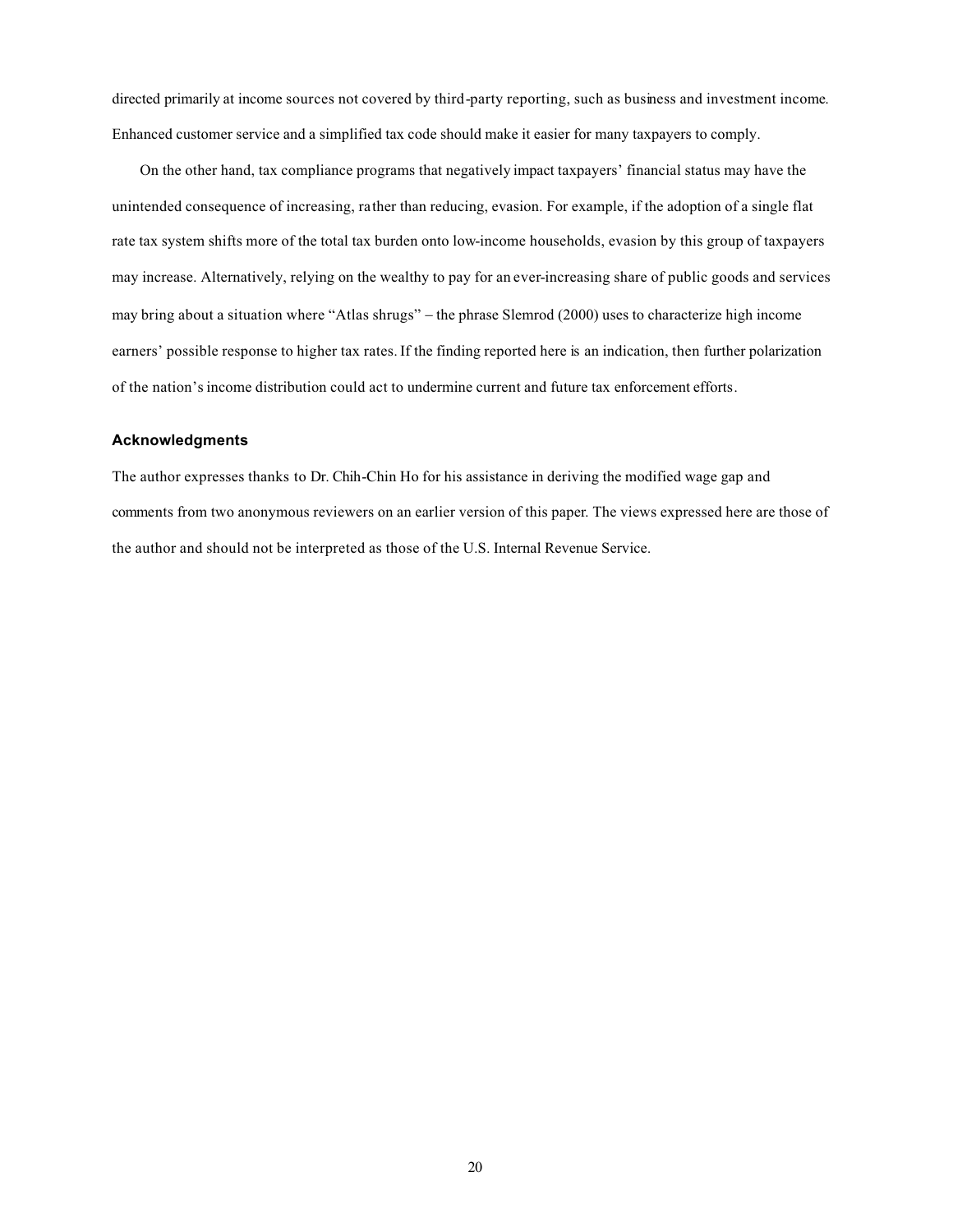directed primarily at income sources not covered by third-party reporting, such as business and investment income. Enhanced customer service and a simplified tax code should make it easier for many taxpayers to comply.

On the other hand, tax compliance programs that negatively impact taxpayers' financial status may have the unintended consequence of increasing, rather than reducing, evasion. For example, if the adoption of a single flat rate tax system shifts more of the total tax burden onto low-income households, evasion by this group of taxpayers may increase. Alternatively, relying on the wealthy to pay for an ever-increasing share of public goods and services may bring about a situation where "Atlas shrugs" – the phrase Slemrod (2000) uses to characterize high income earners' possible response to higher tax rates. If the finding reported here is an indication, then further polarization of the nation's income distribution could act to undermine current and future tax enforcement efforts.

### Acknowledgments

The author expresses thanks to Dr. Chih-Chin Ho for his assistance in deriving the modified wage gap and comments from two anonymous reviewers on an earlier version of this paper. The views expressed here are those of the author and should not be interpreted as those of the U.S. Internal Revenue Service.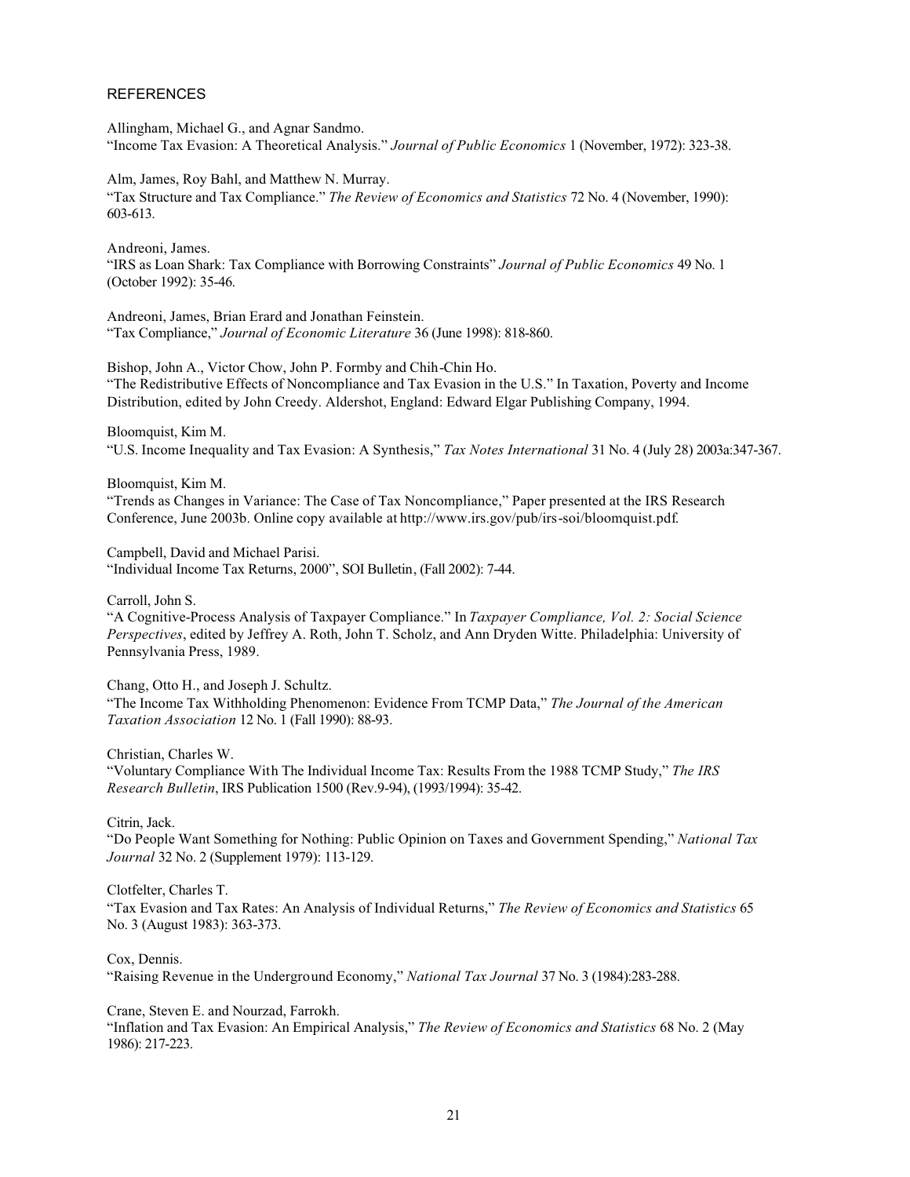## REFERENCES

Allingham, Michael G., and Agnar Sandmo.
"Income Tax Evasion: A Theoretical Analysis." *Journal of Public Economics* 1 (November, 1972): 323-38.

Alm, James, Roy Bahl, and Matthew N. Murray.
"Tax Structure and Tax Compliance." *The Review of Economics and Statistics* 72 No. 4 (November, 1990): 603-613.

Andreoni, James.
"IRS as Loan Shark: Tax Compliance with Borrowing Constraints" *Journal of Public Economics* 49 No. 1 (October 1992): 35-46.

Andreoni, James, Brian Erard and Jonathan Feinstein.
"Tax Compliance," *Journal of Economic Literature* 36 (June 1998): 818-860.

Bishop, John A., Victor Chow, John P. Formby and Chih-Chin Ho.
"The Redistributive Effects of Noncompliance and Tax Evasion in the U.S." In Taxation, Poverty and Income Distribution, edited by John Creedy. Aldershot, England: Edward Elgar Publishing Company, 1994.

Bloomquist, Kim M.
"U.S. Income Inequality and Tax Evasion: A Synthesis," *Tax Notes International* 31 No. 4 (July 28) 2003a:347-367.

Bloomquist, Kim M.
"Trends as Changes in Variance: The Case of Tax Noncompliance," Paper presented at the IRS Research Conference, June 2003b. Online copy available at http://www.irs.gov/pub/irs-soi/bloomquist.pdf.

Campbell, David and Michael Parisi.
"Individual Income Tax Returns, 2000", SOI Bulletin, (Fall 2002): 7-44.

Carroll, John S.
"A Cognitive-Process Analysis of Taxpayer Compliance." In *Taxpayer Compliance, Vol. 2: Social Science Perspectives*, edited by Jeffrey A. Roth, John T. Scholz, and Ann Dryden Witte. Philadelphia: University of Pennsylvania Press, 1989.

Chang, Otto H., and Joseph J. Schultz.
"The Income Tax Withholding Phenomenon: Evidence From TCMP Data," *The Journal of the American Taxation Association* 12 No. 1 (Fall 1990): 88-93.

Christian, Charles W.
"Voluntary Compliance With The Individual Income Tax: Results From the 1988 TCMP Study," *The IRS Research Bulletin*, IRS Publication 1500 (Rev.9-94), (1993/1994): 35-42.

Citrin, Jack.
"Do People Want Something for Nothing: Public Opinion on Taxes and Government Spending," *National Tax Journal* 32 No. 2 (Supplement 1979): 113-129.

Clotfelter, Charles T.
"Tax Evasion and Tax Rates: An Analysis of Individual Returns," *The Review of Economics and Statistics* 65 No. 3 (August 1983): 363-373.

Cox, Dennis.
"Raising Revenue in the Underground Economy," *National Tax Journal* 37 No. 3 (1984):283-288.

Crane, Steven E. and Nourzad, Farrokh.
"Inflation and Tax Evasion: An Empirical Analysis," *The Review of Economics and Statistics* 68 No. 2 (May 1986): 217-223.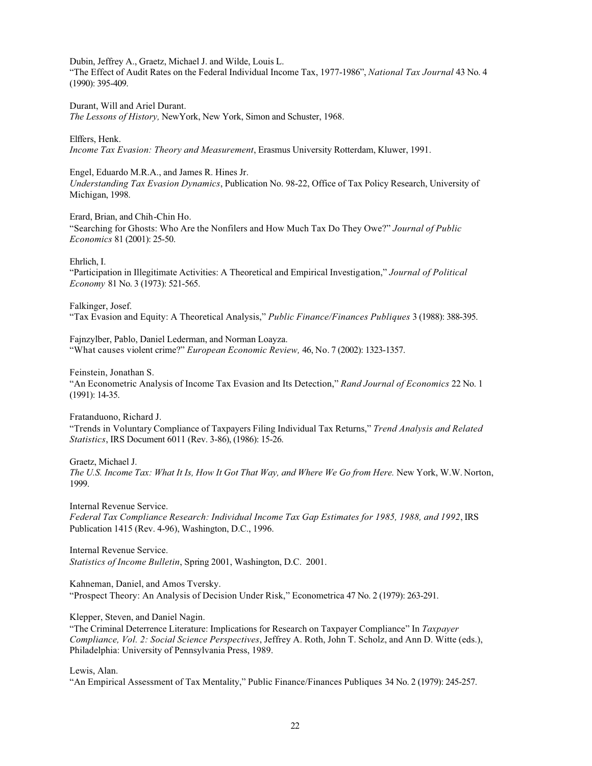Dubin, Jeffrey A., Graetz, Michael J. and Wilde, Louis L.
"The Effect of Audit Rates on the Federal Individual Income Tax, 1977-1986", *National Tax Journal* 43 No. 4 (1990): 395-409.

Durant, Will and Ariel Durant.
*The Lessons of History,* NewYork, New York, Simon and Schuster, 1968.

Elffers, Henk.
*Income Tax Evasion: Theory and Measurement*, Erasmus University Rotterdam, Kluwer, 1991.

Engel, Eduardo M.R.A., and James R. Hines Jr.
*Understanding Tax Evasion Dynamics*, Publication No. 98-22, Office of Tax Policy Research, University of Michigan, 1998.

Erard, Brian, and Chih-Chin Ho.
"Searching for Ghosts: Who Are the Nonfilers and How Much Tax Do They Owe?" *Journal of Public Economics* 81 (2001): 25-50.

Ehrlich, I.
"Participation in Illegitimate Activities: A Theoretical and Empirical Investigation," *Journal of Political Economy* 81 No. 3 (1973): 521-565.

Falkinger, Josef.
"Tax Evasion and Equity: A Theoretical Analysis," *Public Finance/Finances Publiques* 3 (1988): 388-395.

Fajnzylber, Pablo, Daniel Lederman, and Norman Loayza.
"What causes violent crime?" *European Economic Review,* 46, No. 7 (2002): 1323-1357.

Feinstein, Jonathan S.
"An Econometric Analysis of Income Tax Evasion and Its Detection," *Rand Journal of Economics* 22 No. 1 (1991): 14-35.

Fratanduono, Richard J.
"Trends in Voluntary Compliance of Taxpayers Filing Individual Tax Returns," *Trend Analysis and Related Statistics*, IRS Document 6011 (Rev. 3-86), (1986): 15-26.

Graetz, Michael J.
*The U.S. Income Tax: What It Is, How It Got That Way, and Where We Go from Here.* New York, W.W. Norton, 1999.

Internal Revenue Service.
*Federal Tax Compliance Research: Individual Income Tax Gap Estimates for 1985, 1988, and 1992*, IRS Publication 1415 (Rev. 4-96), Washington, D.C., 1996.

Internal Revenue Service.
*Statistics of Income Bulletin*, Spring 2001, Washington, D.C. 2001.

Kahneman, Daniel, and Amos Tversky.
"Prospect Theory: An Analysis of Decision Under Risk," Econometrica 47 No. 2 (1979): 263-291.

Klepper, Steven, and Daniel Nagin.
"The Criminal Deterrence Literature: Implications for Research on Taxpayer Compliance" In *Taxpayer Compliance, Vol. 2: Social Science Perspectives*, Jeffrey A. Roth, John T. Scholz, and Ann D. Witte (eds.), Philadelphia: University of Pennsylvania Press, 1989.

Lewis, Alan.
"An Empirical Assessment of Tax Mentality," Public Finance/Finances Publiques 34 No. 2 (1979): 245-257.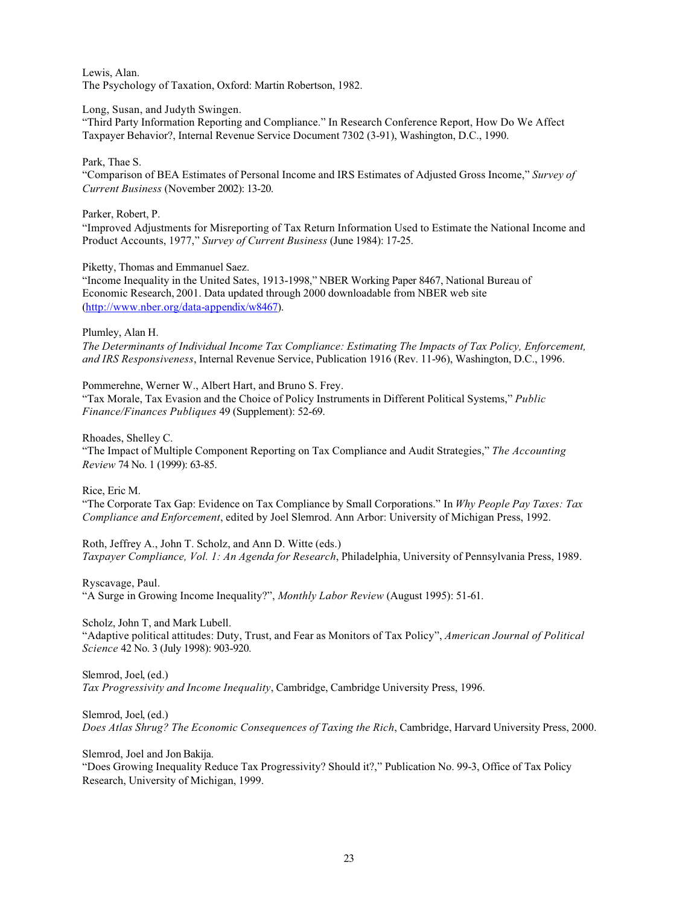Lewis, Alan.
The Psychology of Taxation, Oxford: Martin Robertson, 1982.

Long, Susan, and Judyth Swingen.
"Third Party Information Reporting and Compliance." In Research Conference Report, How Do We Affect Taxpayer Behavior?, Internal Revenue Service Document 7302 (3-91), Washington, D.C., 1990.

Park, Thae S.
"Comparison of BEA Estimates of Personal Income and IRS Estimates of Adjusted Gross Income," *Survey of Current Business* (November 2002): 13-20.

Parker, Robert, P.
"Improved Adjustments for Misreporting of Tax Return Information Used to Estimate the National Income and Product Accounts, 1977," *Survey of Current Business* (June 1984): 17-25.

Piketty, Thomas and Emmanuel Saez.
"Income Inequality in the United Sates, 1913-1998," NBER Working Paper 8467, National Bureau of Economic Research, 2001. Data updated through 2000 downloadable from NBER web site (http://www.nber.org/data-appendix/w8467).

Plumley, Alan H.
*The Determinants of Individual Income Tax Compliance: Estimating The Impacts of Tax Policy, Enforcement, and IRS Responsiveness*, Internal Revenue Service, Publication 1916 (Rev. 11-96), Washington, D.C., 1996.

Pommerehne, Werner W., Albert Hart, and Bruno S. Frey.
"Tax Morale, Tax Evasion and the Choice of Policy Instruments in Different Political Systems," *Public Finance/Finances Publiques* 49 (Supplement): 52-69.

Rhoades, Shelley C.
"The Impact of Multiple Component Reporting on Tax Compliance and Audit Strategies," *The Accounting Review* 74 No. 1 (1999): 63-85.

Rice, Eric M.
"The Corporate Tax Gap: Evidence on Tax Compliance by Small Corporations." In *Why People Pay Taxes: Tax Compliance and Enforcement*, edited by Joel Slemrod. Ann Arbor: University of Michigan Press, 1992.

Roth, Jeffrey A., John T. Scholz, and Ann D. Witte (eds.)
*Taxpayer Compliance, Vol. 1: An Agenda for Research*, Philadelphia, University of Pennsylvania Press, 1989.

Ryscavage, Paul.
"A Surge in Growing Income Inequality?", *Monthly Labor Review* (August 1995): 51-61.

Scholz, John T, and Mark Lubell.
"Adaptive political attitudes: Duty, Trust, and Fear as Monitors of Tax Policy", *American Journal of Political Science* 42 No. 3 (July 1998): 903-920.

Slemrod, Joel, (ed.)
*Tax Progressivity and Income Inequality*, Cambridge, Cambridge University Press, 1996.

Slemrod, Joel, (ed.)
*Does Atlas Shrug? The Economic Consequences of Taxing the Rich*, Cambridge, Harvard University Press, 2000.

Slemrod, Joel and Jon Bakija.
"Does Growing Inequality Reduce Tax Progressivity? Should it?," Publication No. 99-3, Office of Tax Policy Research, University of Michigan, 1999.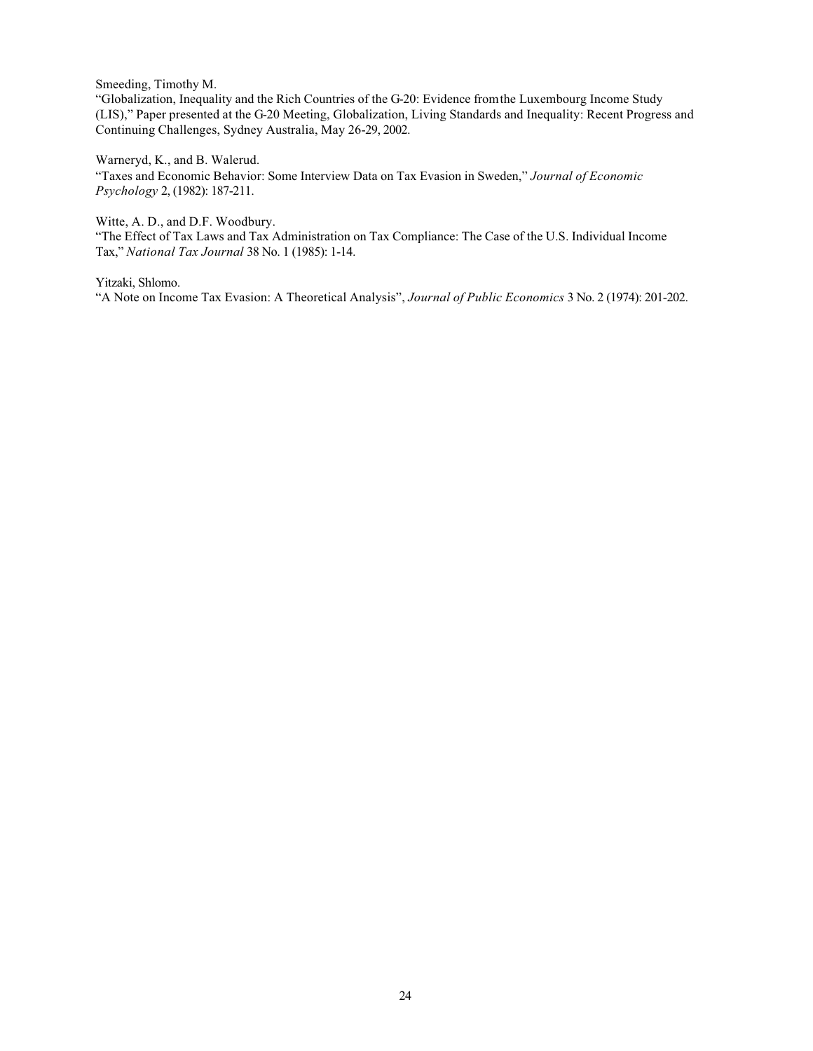Smeeding, Timothy M.
"Globalization, Inequality and the Rich Countries of the G-20: Evidence from the Luxembourg Income Study (LIS)," Paper presented at the G-20 Meeting, Globalization, Living Standards and Inequality: Recent Progress and Continuing Challenges, Sydney Australia, May 26-29, 2002.

Warneryd, K., and B. Walerud.
"Taxes and Economic Behavior: Some Interview Data on Tax Evasion in Sweden," *Journal of Economic Psychology* 2, (1982): 187-211.

Witte, A. D., and D.F. Woodbury.
"The Effect of Tax Laws and Tax Administration on Tax Compliance: The Case of the U.S. Individual Income Tax," *National Tax Journal* 38 No. 1 (1985): 1-14.

Yitzaki, Shlomo.
"A Note on Income Tax Evasion: A Theoretical Analysis", *Journal of Public Economics* 3 No. 2 (1974): 201-202.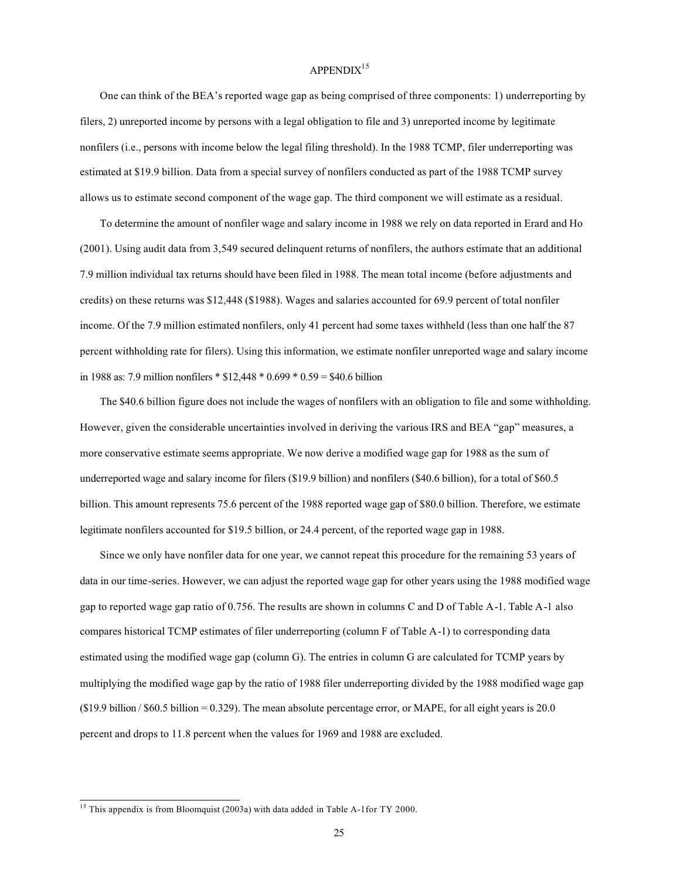# APPENDIX[15]

One can think of the BEA's reported wage gap as being comprised of three components: 1) underreporting by filers, 2) unreported income by persons with a legal obligation to file and 3) unreported income by legitimate nonfilers (i.e., persons with income below the legal filing threshold). In the 1988 TCMP, filer underreporting was estimated at $19.9 billion. Data from a special survey of nonfilers conducted as part of the 1988 TCMP survey allows us to estimate second component of the wage gap. The third component we will estimate as a residual.

To determine the amount of nonfiler wage and salary income in 1988 we rely on data reported in Erard and Ho (2001). Using audit data from 3,549 secured delinquent returns of nonfilers, the authors estimate that an additional 7.9 million individual tax returns should have been filed in 1988. The mean total income (before adjustments and credits) on these returns was $12,448 ($1988). Wages and salaries accounted for 69.9 percent of total nonfiler income. Of the 7.9 million estimated nonfilers, only 41 percent had some taxes withheld (less than one half the 87 percent withholding rate for filers). Using this information, we estimate nonfiler unreported wage and salary income in 1988 as: 7.9 million nonfilers * $12,448 * 0.699 * 0.59 = $40.6 billion

The $40.6 billion figure does not include the wages of nonfilers with an obligation to file and some withholding. However, given the considerable uncertainties involved in deriving the various IRS and BEA "gap" measures, a more conservative estimate seems appropriate. We now derive a modified wage gap for 1988 as the sum of underreported wage and salary income for filers ($19.9 billion) and nonfilers ($40.6 billion), for a total of $60.5 billion. This amount represents 75.6 percent of the 1988 reported wage gap of $80.0 billion. Therefore, we estimate legitimate nonfilers accounted for $19.5 billion, or 24.4 percent, of the reported wage gap in 1988.

Since we only have nonfiler data for one year, we cannot repeat this procedure for the remaining 53 years of data in our time-series. However, we can adjust the reported wage gap for other years using the 1988 modified wage gap to reported wage gap ratio of 0.756. The results are shown in columns C and D of Table A-1. Table A-1 also compares historical TCMP estimates of filer underreporting (column F of Table A-1) to corresponding data estimated using the modified wage gap (column G). The entries in column G are calculated for TCMP years by multiplying the modified wage gap by the ratio of 1988 filer underreporting divided by the 1988 modified wage gap ($19.9 billion / $60.5 billion = 0.329). The mean absolute percentage error, or MAPE, for all eight years is 20.0 percent and drops to 11.8 percent when the values for 1969 and 1988 are excluded.

[15] This appendix is from Bloomquist (2003a) with data added in Table A-1for TY 2000.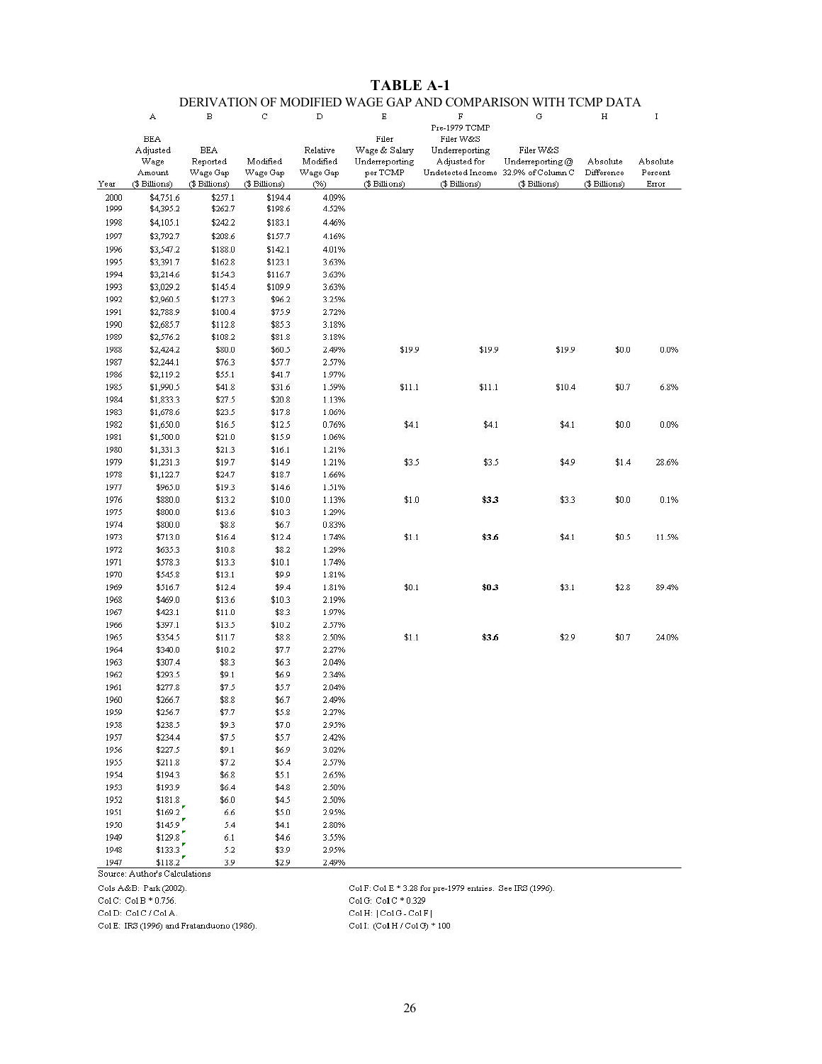# TABLE A-1

## DERIVATION OF MODIFIED WAGE GAP AND COMPARISON WITH TCMP DATA

| | A | B | C | D | E | F | G | H | I |
|---|---|---|---|---|---|---|---|---|---|
| Year | BEA Adjusted Wage Amount ($ Billions) | BEA Reported Wage Gap ($ Billions) | Modified Wage Gap ($ Billions) | Relative Modified Wage Gap (%) | Filer Wage & Salary Underreporting per TCMP ($ Billions) | Pre-1979 TCMP Filer W&S Underreporting Adjusted for Undetected Income ($ Billions) | Filer W&S Underreporting @ 32.9% of Column C ($ Billions) | Absolute Difference ($ Billions) | Absolute Percent Error |
| 2000 | $4,751.6 | $257.1 | $194.4 | 4.09% | | | | | |
| 1999 | $4,395.2 | $262.7 | $198.6 | 4.52% | | | | | |
| 1998 | $4,105.1 | $242.2 | $183.1 | 4.46% | | | | | |
| 1997 | $3,792.7 | $208.6 | $157.7 | 4.16% | | | | | |
| 1996 | $3,547.2 | $188.0 | $142.1 | 4.01% | | | | | |
| 1995 | $3,391.7 | $162.8 | $123.1 | 3.63% | | | | | |
| 1994 | $3,214.6 | $154.3 | $116.7 | 3.63% | | | | | |
| 1993 | $3,029.2 | $145.4 | $109.9 | 3.63% | | | | | |
| 1992 | $2,960.5 | $127.3 | $96.2 | 3.25% | | | | | |
| 1991 | $2,788.9 | $100.4 | $75.9 | 2.72% | | | | | |
| 1990 | $2,685.7 | $112.8 | $85.3 | 3.18% | | | | | |
| 1989 | $2,576.2 | $108.2 | $81.8 | 3.18% | | | | | |
| 1988 | $2,424.2 | $80.0 | $60.5 | 2.49% | $19.9 | $19.9 | $19.9 | $0.0 | 0.0% |
| 1987 | $2,244.1 | $76.3 | $57.7 | 2.57% | | | | | |
| 1986 | $2,119.2 | $55.1 | $41.7 | 1.97% | | | | | |
| 1985 | $1,990.5 | $41.8 | $31.6 | 1.59% | $11.1 | $11.1 | $10.4 | $0.7 | 6.8% |
| 1984 | $1,833.3 | $27.5 | $20.8 | 1.13% | | | | | |
| 1983 | $1,678.6 | $23.5 | $17.8 | 1.06% | | | | | |
| 1982 | $1,650.0 | $16.5 | $12.5 | 0.76% | $4.1 | $4.1 | $4.1 | $0.0 | 0.0% |
| 1981 | $1,500.0 | $21.0 | $15.9 | 1.06% | | | | | |
| 1980 | $1,331.3 | $21.3 | $16.1 | 1.21% | | | | | |
| 1979 | $1,231.3 | $19.7 | $14.9 | 1.21% | $3.5 | $3.5 | $4.9 | $1.4 | 28.6% |
| 1978 | $1,122.7 | $24.7 | $18.7 | 1.66% | | | | | |
| 1977 | $965.0 | $19.3 | $14.6 | 1.51% | | | | | |
| 1976 | $880.0 | $13.2 | $10.0 | 1.13% | $1.0 | **$3.3** | $3.3 | $0.0 | 0.1% |
| 1975 | $800.0 | $13.6 | $10.3 | 1.29% | | | | | |
| 1974 | $800.0 | $8.8 | $6.7 | 0.83% | | | | | |
| 1973 | $713.0 | $16.4 | $12.4 | 1.74% | $1.1 | **$3.6** | $4.1 | $0.5 | 11.5% |
| 1972 | $635.3 | $10.8 | $8.2 | 1.29% | | | | | |
| 1971 | $578.3 | $13.3 | $10.1 | 1.74% | | | | | |
| 1970 | $545.8 | $13.1 | $9.9 | 1.81% | | | | | |
| 1969 | $516.7 | $12.4 | $9.4 | 1.81% | $0.1 | **$0.3** | $3.1 | $2.8 | 89.4% |
| 1968 | $469.0 | $13.6 | $10.3 | 2.19% | | | | | |
| 1967 | $423.1 | $11.0 | $8.3 | 1.97% | | | | | |
| 1966 | $397.1 | $13.5 | $10.2 | 2.57% | | | | | |
| 1965 | $354.5 | $11.7 | $8.8 | 2.50% | $1.1 | **$3.6** | $2.9 | $0.7 | 24.0% |
| 1964 | $340.0 | $10.2 | $7.7 | 2.27% | | | | | |
| 1963 | $307.4 | $8.3 | $6.3 | 2.04% | | | | | |
| 1962 | $293.5 | $9.1 | $6.9 | 2.34% | | | | | |
| 1961 | $277.8 | $7.5 | $5.7 | 2.04% | | | | | |
| 1960 | $266.7 | $8.8 | $6.7 | 2.49% | | | | | |
| 1959 | $256.7 | $7.7 | $5.8 | 2.27% | | | | | |
| 1958 | $238.5 | $9.3 | $7.0 | 2.95% | | | | | |
| 1957 | $234.4 | $7.5 | $5.7 | 2.42% | | | | | |
| 1956 | $227.5 | $9.1 | $6.9 | 3.02% | | | | | |
| 1955 | $211.8 | $7.2 | $5.4 | 2.57% | | | | | |
| 1954 | $194.3 | $6.8 | $5.1 | 2.65% | | | | | |
| 1953 | $193.9 | $6.4 | $4.8 | 2.50% | | | | | |
| 1952 | $181.8 | $6.0 | $4.5 | 2.50% | | | | | |
| 1951 | $169.2 | 6.6 | $5.0 | 2.95% | | | | | |
| 1950 | $145.9 | 5.4 | $4.1 | 2.80% | | | | | |
| 1949 | $129.8 | 6.1 | $4.6 | 3.55% | | | | | |
| 1948 | $133.3 | 5.2 | $3.9 | 2.95% | | | | | |
| 1947 | $118.2 | 3.9 | $2.9 | 2.49% | | | | | |

Source: Author's Calculations

Cols A&B: Park (2002).

Col C: Col B * 0.756.

Col D: Col C / Col A.

Col E: IRS (1996) and Fratanduono (1986).

Col F: Col E * 3.28 for pre-1979 entries. See IRS (1996).

Col G: Col C * 0.329

Col H: | Col G - Col F |

Col I: (Col H / Col G) * 100